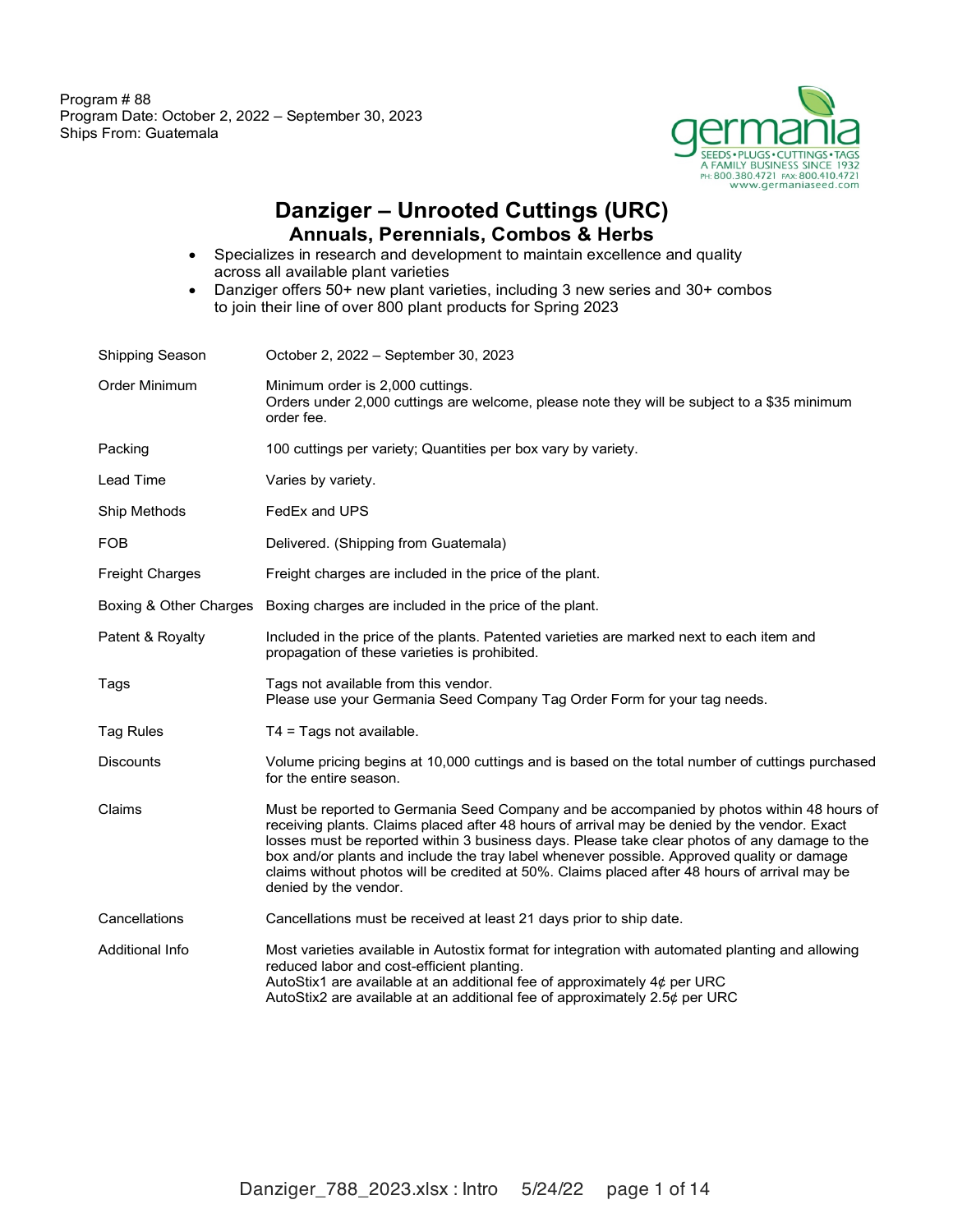Program # 88
Program Date: October 2, 2022 – September 30, 2023
Ships From: Guatemala

germania
SEEDS • PLUGS • CUTTINGS • TAGS
A FAMILY BUSINESS SINCE 1932
PH: 800.380.4721 FAX: 800.410.4721
www.germaniaseed.com

# Danziger – Unrooted Cuttings (URC)

## Annuals, Perennials, Combos & Herbs

- Specializes in research and development to maintain excellence and quality across all available plant varieties
- Danziger offers 50+ new plant varieties, including 3 new series and 30+ combos to join their line of over 800 plant products for Spring 2023

| | |
|---|---|
| Shipping Season | October 2, 2022 – September 30, 2023 |
| Order Minimum | Minimum order is 2,000 cuttings.<br>Orders under 2,000 cuttings are welcome, please note they will be subject to a $35 minimum order fee. |
| Packing | 100 cuttings per variety; Quantities per box vary by variety. |
| Lead Time | Varies by variety. |
| Ship Methods | FedEx and UPS |
| FOB | Delivered. (Shipping from Guatemala) |
| Freight Charges | Freight charges are included in the price of the plant. |
| Boxing & Other Charges | Boxing charges are included in the price of the plant. |
| Patent & Royalty | Included in the price of the plants. Patented varieties are marked next to each item and propagation of these varieties is prohibited. |
| Tags | Tags not available from this vendor.<br>Please use your Germania Seed Company Tag Order Form for your tag needs. |
| Tag Rules | T4 = Tags not available. |
| Discounts | Volume pricing begins at 10,000 cuttings and is based on the total number of cuttings purchased for the entire season. |
| Claims | Must be reported to Germania Seed Company and be accompanied by photos within 48 hours of receiving plants. Claims placed after 48 hours of arrival may be denied by the vendor. Exact losses must be reported within 3 business days. Please take clear photos of any damage to the box and/or plants and include the tray label whenever possible. Approved quality or damage claims without photos will be credited at 50%. Claims placed after 48 hours of arrival may be denied by the vendor. |
| Cancellations | Cancellations must be received at least 21 days prior to ship date. |
| Additional Info | Most varieties available in Autostix format for integration with automated planting and allowing reduced labor and cost-efficient planting.<br>AutoStix1 are available at an additional fee of approximately 4¢ per URC<br>AutoStix2 are available at an additional fee of approximately 2.5¢ per URC |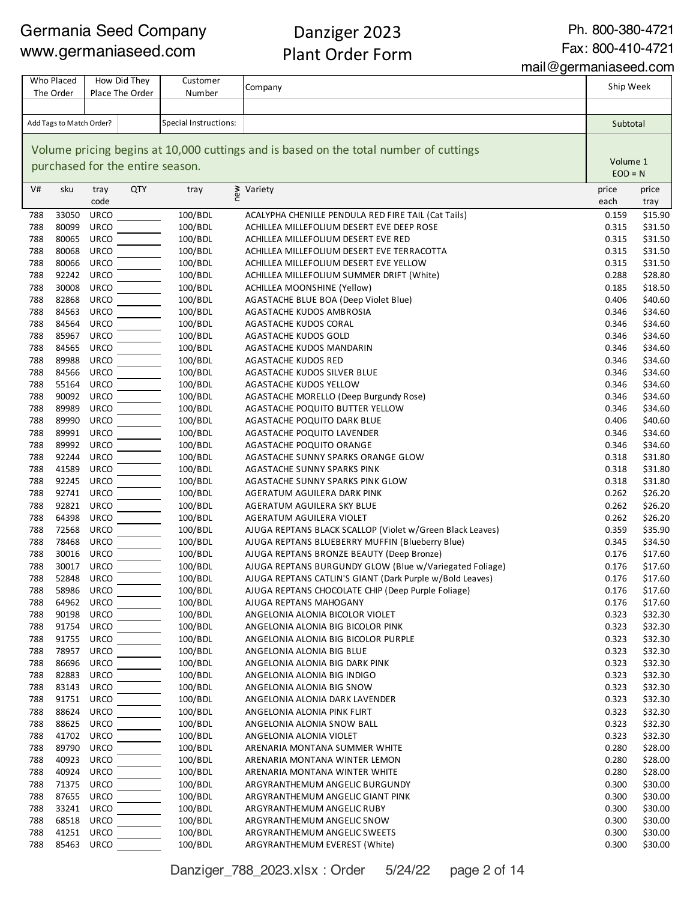Germania Seed Company
www.germaniaseed.com

# Danziger 2023
# Plant Order Form

Ph. 800-380-4721
Fax: 800-410-4721
mail@germaniaseed.com

| Who Placed The Order | How Did They Place The Order | Customer Number | Company | Ship Week |
|---|---|---|---|---|
| | | | | |

| Add Tags to Match Order? | | Special Instructions: | | Subtotal |
|---|---|---|---|---|

Volume pricing begins at 10,000 cuttings and is based on the total number of cuttings purchased for the entire season.

Volume 1
EOD = N

| V# | sku | tray code | QTY | tray | new | Variety | price each | price tray |
|---|---|---|---|---|---|---|---|---|
| 788 | 33050 | URCO | | 100/BDL | | ACALYPHA CHENILLE PENDULA RED FIRE TAIL (Cat Tails) | 0.159 | $15.90 |
| 788 | 80099 | URCO | | 100/BDL | | ACHILLEA MILLEFOLIUM DESERT EVE DEEP ROSE | 0.315 | $31.50 |
| 788 | 80065 | URCO | | 100/BDL | | ACHILLEA MILLEFOLIUM DESERT EVE RED | 0.315 | $31.50 |
| 788 | 80068 | URCO | | 100/BDL | | ACHILLEA MILLEFOLIUM DESERT EVE TERRACOTTA | 0.315 | $31.50 |
| 788 | 80066 | URCO | | 100/BDL | | ACHILLEA MILLEFOLIUM DESERT EVE YELLOW | 0.315 | $31.50 |
| 788 | 92242 | URCO | | 100/BDL | | ACHILLEA MILLEFOLIUM SUMMER DRIFT (White) | 0.288 | $28.80 |
| 788 | 30008 | URCO | | 100/BDL | | ACHILLEA MOONSHINE (Yellow) | 0.185 | $18.50 |
| 788 | 82868 | URCO | | 100/BDL | | AGASTACHE BLUE BOA (Deep Violet Blue) | 0.406 | $40.60 |
| 788 | 84563 | URCO | | 100/BDL | | AGASTACHE KUDOS AMBROSIA | 0.346 | $34.60 |
| 788 | 84564 | URCO | | 100/BDL | | AGASTACHE KUDOS CORAL | 0.346 | $34.60 |
| 788 | 85967 | URCO | | 100/BDL | | AGASTACHE KUDOS GOLD | 0.346 | $34.60 |
| 788 | 84565 | URCO | | 100/BDL | | AGASTACHE KUDOS MANDARIN | 0.346 | $34.60 |
| 788 | 89988 | URCO | | 100/BDL | | AGASTACHE KUDOS RED | 0.346 | $34.60 |
| 788 | 84566 | URCO | | 100/BDL | | AGASTACHE KUDOS SILVER BLUE | 0.346 | $34.60 |
| 788 | 55164 | URCO | | 100/BDL | | AGASTACHE KUDOS YELLOW | 0.346 | $34.60 |
| 788 | 90092 | URCO | | 100/BDL | | AGASTACHE MORELLO (Deep Burgundy Rose) | 0.346 | $34.60 |
| 788 | 89989 | URCO | | 100/BDL | | AGASTACHE POQUITO BUTTER YELLOW | 0.346 | $34.60 |
| 788 | 89990 | URCO | | 100/BDL | | AGASTACHE POQUITO DARK BLUE | 0.406 | $40.60 |
| 788 | 89991 | URCO | | 100/BDL | | AGASTACHE POQUITO LAVENDER | 0.346 | $34.60 |
| 788 | 89992 | URCO | | 100/BDL | | AGASTACHE POQUITO ORANGE | 0.346 | $34.60 |
| 788 | 92244 | URCO | | 100/BDL | | AGASTACHE SUNNY SPARKS ORANGE GLOW | 0.318 | $31.80 |
| 788 | 41589 | URCO | | 100/BDL | | AGASTACHE SUNNY SPARKS PINK | 0.318 | $31.80 |
| 788 | 92245 | URCO | | 100/BDL | | AGASTACHE SUNNY SPARKS PINK GLOW | 0.318 | $31.80 |
| 788 | 92741 | URCO | | 100/BDL | | AGERATUM AGUILERA DARK PINK | 0.262 | $26.20 |
| 788 | 92821 | URCO | | 100/BDL | | AGERATUM AGUILERA SKY BLUE | 0.262 | $26.20 |
| 788 | 64398 | URCO | | 100/BDL | | AGERATUM AGUILERA VIOLET | 0.262 | $26.20 |
| 788 | 72568 | URCO | | 100/BDL | | AJUGA REPTANS BLACK SCALLOP (Violet w/Green Black Leaves) | 0.359 | $35.90 |
| 788 | 78468 | URCO | | 100/BDL | | AJUGA REPTANS BLUEBERRY MUFFIN (Blueberry Blue) | 0.345 | $34.50 |
| 788 | 30016 | URCO | | 100/BDL | | AJUGA REPTANS BRONZE BEAUTY (Deep Bronze) | 0.176 | $17.60 |
| 788 | 30017 | URCO | | 100/BDL | | AJUGA REPTANS BURGUNDY GLOW (Blue w/Variegated Foliage) | 0.176 | $17.60 |
| 788 | 52848 | URCO | | 100/BDL | | AJUGA REPTANS CATLIN'S GIANT (Dark Purple w/Bold Leaves) | 0.176 | $17.60 |
| 788 | 58986 | URCO | | 100/BDL | | AJUGA REPTANS CHOCOLATE CHIP (Deep Purple Foliage) | 0.176 | $17.60 |
| 788 | 64962 | URCO | | 100/BDL | | AJUGA REPTANS MAHOGANY | 0.176 | $17.60 |
| 788 | 90198 | URCO | | 100/BDL | | ANGELONIA ALONIA BICOLOR VIOLET | 0.323 | $32.30 |
| 788 | 91754 | URCO | | 100/BDL | | ANGELONIA ALONIA BIG BICOLOR PINK | 0.323 | $32.30 |
| 788 | 91755 | URCO | | 100/BDL | | ANGELONIA ALONIA BIG BICOLOR PURPLE | 0.323 | $32.30 |
| 788 | 78957 | URCO | | 100/BDL | | ANGELONIA ALONIA BIG BLUE | 0.323 | $32.30 |
| 788 | 86696 | URCO | | 100/BDL | | ANGELONIA ALONIA BIG DARK PINK | 0.323 | $32.30 |
| 788 | 82883 | URCO | | 100/BDL | | ANGELONIA ALONIA BIG INDIGO | 0.323 | $32.30 |
| 788 | 83143 | URCO | | 100/BDL | | ANGELONIA ALONIA BIG SNOW | 0.323 | $32.30 |
| 788 | 91751 | URCO | | 100/BDL | | ANGELONIA ALONIA DARK LAVENDER | 0.323 | $32.30 |
| 788 | 88624 | URCO | | 100/BDL | | ANGELONIA ALONIA PINK FLIRT | 0.323 | $32.30 |
| 788 | 88625 | URCO | | 100/BDL | | ANGELONIA ALONIA SNOW BALL | 0.323 | $32.30 |
| 788 | 41702 | URCO | | 100/BDL | | ANGELONIA ALONIA VIOLET | 0.323 | $32.30 |
| 788 | 89790 | URCO | | 100/BDL | | ARENARIA MONTANA SUMMER WHITE | 0.280 | $28.00 |
| 788 | 40923 | URCO | | 100/BDL | | ARENARIA MONTANA WINTER LEMON | 0.280 | $28.00 |
| 788 | 40924 | URCO | | 100/BDL | | ARENARIA MONTANA WINTER WHITE | 0.280 | $28.00 |
| 788 | 71375 | URCO | | 100/BDL | | ARGYRANTHEMUM ANGELIC BURGUNDY | 0.300 | $30.00 |
| 788 | 87655 | URCO | | 100/BDL | | ARGYRANTHEMUM ANGELIC GIANT PINK | 0.300 | $30.00 |
| 788 | 33241 | URCO | | 100/BDL | | ARGYRANTHEMUM ANGELIC RUBY | 0.300 | $30.00 |
| 788 | 68518 | URCO | | 100/BDL | | ARGYRANTHEMUM ANGELIC SNOW | 0.300 | $30.00 |
| 788 | 41251 | URCO | | 100/BDL | | ARGYRANTHEMUM ANGELIC SWEETS | 0.300 | $30.00 |
| 788 | 85463 | URCO | | 100/BDL | | ARGYRANTHEMUM EVEREST (White) | 0.300 | $30.00 |

Danziger_788_2023.xlsx : Order 5/24/22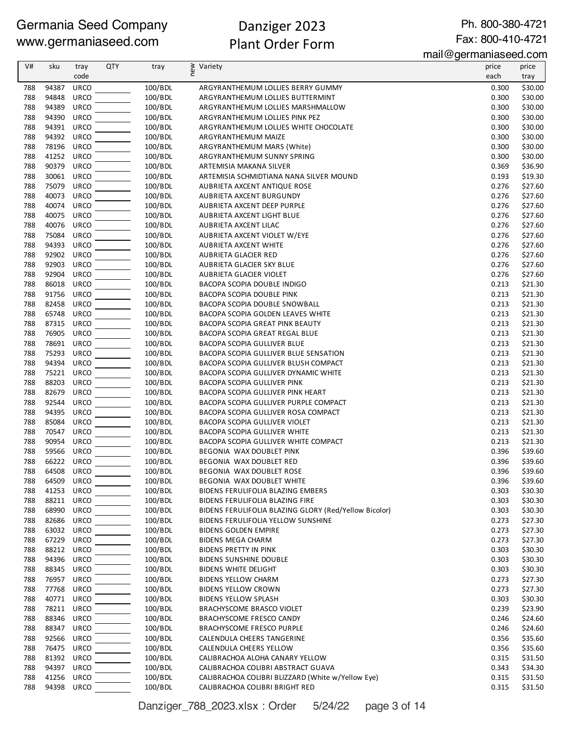Germania Seed Company
www.germaniaseed.com

# Danziger 2023
## Plant Order Form

Ph. 800-380-4721
Fax: 800-410-4721
mail@germaniaseed.com

| V# | sku | tray code | QTY | tray | new | Variety | price each | price tray |
|---|---|---|---|---|---|---|---|---|
| 788 | 94387 | URCO | | 100/BDL | | ARGYRANTHEMUM LOLLIES BERRY GUMMY | 0.300 | $30.00 |
| 788 | 94848 | URCO | | 100/BDL | | ARGYRANTHEMUM LOLLIES BUTTERMINT | 0.300 | $30.00 |
| 788 | 94389 | URCO | | 100/BDL | | ARGYRANTHEMUM LOLLIES MARSHMALLOW | 0.300 | $30.00 |
| 788 | 94390 | URCO | | 100/BDL | | ARGYRANTHEMUM LOLLIES PINK PEZ | 0.300 | $30.00 |
| 788 | 94391 | URCO | | 100/BDL | | ARGYRANTHEMUM LOLLIES WHITE CHOCOLATE | 0.300 | $30.00 |
| 788 | 94392 | URCO | | 100/BDL | | ARGYRANTHEMUM MAIZE | 0.300 | $30.00 |
| 788 | 78196 | URCO | | 100/BDL | | ARGYRANTHEMUM MARS (White) | 0.300 | $30.00 |
| 788 | 41252 | URCO | | 100/BDL | | ARGYRANTHEMUM SUNNY SPRING | 0.300 | $30.00 |
| 788 | 90379 | URCO | | 100/BDL | | ARTEMISIA MAKANA SILVER | 0.369 | $36.90 |
| 788 | 30061 | URCO | | 100/BDL | | ARTEMISIA SCHMIDTIANA NANA SILVER MOUND | 0.193 | $19.30 |
| 788 | 75079 | URCO | | 100/BDL | | AUBRIETA AXCENT ANTIQUE ROSE | 0.276 | $27.60 |
| 788 | 40073 | URCO | | 100/BDL | | AUBRIETA AXCENT BURGUNDY | 0.276 | $27.60 |
| 788 | 40074 | URCO | | 100/BDL | | AUBRIETA AXCENT DEEP PURPLE | 0.276 | $27.60 |
| 788 | 40075 | URCO | | 100/BDL | | AUBRIETA AXCENT LIGHT BLUE | 0.276 | $27.60 |
| 788 | 40076 | URCO | | 100/BDL | | AUBRIETA AXCENT LILAC | 0.276 | $27.60 |
| 788 | 75084 | URCO | | 100/BDL | | AUBRIETA AXCENT VIOLET W/EYE | 0.276 | $27.60 |
| 788 | 94393 | URCO | | 100/BDL | | AUBRIETA AXCENT WHITE | 0.276 | $27.60 |
| 788 | 92902 | URCO | | 100/BDL | | AUBRIETA GLACIER RED | 0.276 | $27.60 |
| 788 | 92903 | URCO | | 100/BDL | | AUBRIETA GLACIER SKY BLUE | 0.276 | $27.60 |
| 788 | 92904 | URCO | | 100/BDL | | AUBRIETA GLACIER VIOLET | 0.276 | $27.60 |
| 788 | 86018 | URCO | | 100/BDL | | BACOPA SCOPIA DOUBLE INDIGO | 0.213 | $21.30 |
| 788 | 91756 | URCO | | 100/BDL | | BACOPA SCOPIA DOUBLE PINK | 0.213 | $21.30 |
| 788 | 82458 | URCO | | 100/BDL | | BACOPA SCOPIA DOUBLE SNOWBALL | 0.213 | $21.30 |
| 788 | 65748 | URCO | | 100/BDL | | BACOPA SCOPIA GOLDEN LEAVES WHITE | 0.213 | $21.30 |
| 788 | 87315 | URCO | | 100/BDL | | BACOPA SCOPIA GREAT PINK BEAUTY | 0.213 | $21.30 |
| 788 | 76905 | URCO | | 100/BDL | | BACOPA SCOPIA GREAT REGAL BLUE | 0.213 | $21.30 |
| 788 | 78691 | URCO | | 100/BDL | | BACOPA SCOPIA GULLIVER BLUE | 0.213 | $21.30 |
| 788 | 75293 | URCO | | 100/BDL | | BACOPA SCOPIA GULLIVER BLUE SENSATION | 0.213 | $21.30 |
| 788 | 94394 | URCO | | 100/BDL | | BACOPA SCOPIA GULLIVER BLUSH COMPACT | 0.213 | $21.30 |
| 788 | 75221 | URCO | | 100/BDL | | BACOPA SCOPIA GULLIVER DYNAMIC WHITE | 0.213 | $21.30 |
| 788 | 88203 | URCO | | 100/BDL | | BACOPA SCOPIA GULLIVER PINK | 0.213 | $21.30 |
| 788 | 82679 | URCO | | 100/BDL | | BACOPA SCOPIA GULLIVER PINK HEART | 0.213 | $21.30 |
| 788 | 92544 | URCO | | 100/BDL | | BACOPA SCOPIA GULLIVER PURPLE COMPACT | 0.213 | $21.30 |
| 788 | 94395 | URCO | | 100/BDL | | BACOPA SCOPIA GULLIVER ROSA COMPACT | 0.213 | $21.30 |
| 788 | 85084 | URCO | | 100/BDL | | BACOPA SCOPIA GULLIVER VIOLET | 0.213 | $21.30 |
| 788 | 70547 | URCO | | 100/BDL | | BACOPA SCOPIA GULLIVER WHITE | 0.213 | $21.30 |
| 788 | 90954 | URCO | | 100/BDL | | BACOPA SCOPIA GULLIVER WHITE COMPACT | 0.213 | $21.30 |
| 788 | 59566 | URCO | | 100/BDL | | BEGONIA WAX DOUBLET PINK | 0.396 | $39.60 |
| 788 | 66222 | URCO | | 100/BDL | | BEGONIA WAX DOUBLET RED | 0.396 | $39.60 |
| 788 | 64508 | URCO | | 100/BDL | | BEGONIA WAX DOUBLET ROSE | 0.396 | $39.60 |
| 788 | 64509 | URCO | | 100/BDL | | BEGONIA WAX DOUBLET WHITE | 0.396 | $39.60 |
| 788 | 41253 | URCO | | 100/BDL | | BIDENS FERULIFOLIA BLAZING EMBERS | 0.303 | $30.30 |
| 788 | 88211 | URCO | | 100/BDL | | BIDENS FERULIFOLIA BLAZING FIRE | 0.303 | $30.30 |
| 788 | 68990 | URCO | | 100/BDL | | BIDENS FERULIFOLIA BLAZING GLORY (Red/Yellow Bicolor) | 0.303 | $30.30 |
| 788 | 82686 | URCO | | 100/BDL | | BIDENS FERULIFOLIA YELLOW SUNSHINE | 0.273 | $27.30 |
| 788 | 63032 | URCO | | 100/BDL | | BIDENS GOLDEN EMPIRE | 0.273 | $27.30 |
| 788 | 67229 | URCO | | 100/BDL | | BIDENS MEGA CHARM | 0.273 | $27.30 |
| 788 | 88212 | URCO | | 100/BDL | | BIDENS PRETTY IN PINK | 0.303 | $30.30 |
| 788 | 94396 | URCO | | 100/BDL | | BIDENS SUNSHINE DOUBLE | 0.303 | $30.30 |
| 788 | 88345 | URCO | | 100/BDL | | BIDENS WHITE DELIGHT | 0.303 | $30.30 |
| 788 | 76957 | URCO | | 100/BDL | | BIDENS YELLOW CHARM | 0.273 | $27.30 |
| 788 | 77768 | URCO | | 100/BDL | | BIDENS YELLOW CROWN | 0.273 | $27.30 |
| 788 | 40771 | URCO | | 100/BDL | | BIDENS YELLOW SPLASH | 0.303 | $30.30 |
| 788 | 78211 | URCO | | 100/BDL | | BRACHYSCOME BRASCO VIOLET | 0.239 | $23.90 |
| 788 | 88346 | URCO | | 100/BDL | | BRACHYSCOME FRESCO CANDY | 0.246 | $24.60 |
| 788 | 88347 | URCO | | 100/BDL | | BRACHYSCOME FRESCO PURPLE | 0.246 | $24.60 |
| 788 | 92566 | URCO | | 100/BDL | | CALENDULA CHEERS TANGERINE | 0.356 | $35.60 |
| 788 | 76475 | URCO | | 100/BDL | | CALENDULA CHEERS YELLOW | 0.356 | $35.60 |
| 788 | 81392 | URCO | | 100/BDL | | CALIBRACHOA ALOHA CANARY YELLOW | 0.315 | $31.50 |
| 788 | 94397 | URCO | | 100/BDL | | CALIBRACHOA COLIBRI ABSTRACT GUAVA | 0.343 | $34.30 |
| 788 | 41256 | URCO | | 100/BDL | | CALIBRACHOA COLIBRI BLIZZARD (White w/Yellow Eye) | 0.315 | $31.50 |
| 788 | 94398 | URCO | | 100/BDL | | CALIBRACHOA COLIBRI BRIGHT RED | 0.315 | $31.50 |

Danziger_788_2023.xlsx : Order 5/24/22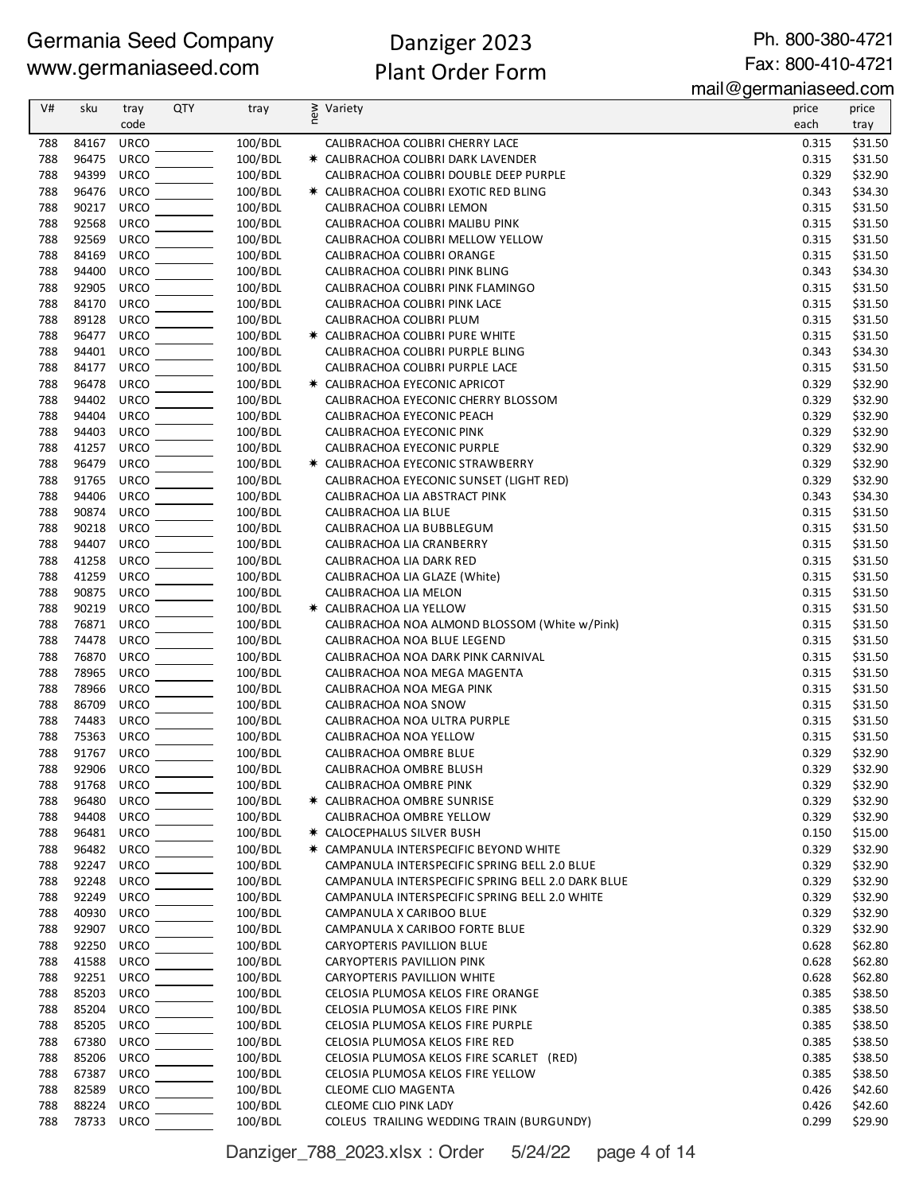Germania Seed Company
www.germaniaseed.com

# Danziger 2023
## Plant Order Form

Ph. 800-380-4721
Fax: 800-410-4721
mail@germaniaseed.com

| V# | sku | tray code | QTY | tray | new | Variety | price each | price tray |
|---|---|---|---|---|---|---|---|---|
| 788 | 84167 | URCO | | 100/BDL | | CALIBRACHOA COLIBRI CHERRY LACE | 0.315 | $31.50 |
| 788 | 96475 | URCO | | 100/BDL | * | CALIBRACHOA COLIBRI DARK LAVENDER | 0.315 | $31.50 |
| 788 | 94399 | URCO | | 100/BDL | | CALIBRACHOA COLIBRI DOUBLE DEEP PURPLE | 0.329 | $32.90 |
| 788 | 96476 | URCO | | 100/BDL | * | CALIBRACHOA COLIBRI EXOTIC RED BLING | 0.343 | $34.30 |
| 788 | 90217 | URCO | | 100/BDL | | CALIBRACHOA COLIBRI LEMON | 0.315 | $31.50 |
| 788 | 92568 | URCO | | 100/BDL | | CALIBRACHOA COLIBRI MALIBU PINK | 0.315 | $31.50 |
| 788 | 92569 | URCO | | 100/BDL | | CALIBRACHOA COLIBRI MELLOW YELLOW | 0.315 | $31.50 |
| 788 | 84169 | URCO | | 100/BDL | | CALIBRACHOA COLIBRI ORANGE | 0.315 | $31.50 |
| 788 | 94400 | URCO | | 100/BDL | | CALIBRACHOA COLIBRI PINK BLING | 0.343 | $34.30 |
| 788 | 92905 | URCO | | 100/BDL | | CALIBRACHOA COLIBRI PINK FLAMINGO | 0.315 | $31.50 |
| 788 | 84170 | URCO | | 100/BDL | | CALIBRACHOA COLIBRI PINK LACE | 0.315 | $31.50 |
| 788 | 89128 | URCO | | 100/BDL | | CALIBRACHOA COLIBRI PLUM | 0.315 | $31.50 |
| 788 | 96477 | URCO | | 100/BDL | * | CALIBRACHOA COLIBRI PURE WHITE | 0.315 | $31.50 |
| 788 | 94401 | URCO | | 100/BDL | | CALIBRACHOA COLIBRI PURPLE BLING | 0.343 | $34.30 |
| 788 | 84177 | URCO | | 100/BDL | | CALIBRACHOA COLIBRI PURPLE LACE | 0.315 | $31.50 |
| 788 | 96478 | URCO | | 100/BDL | * | CALIBRACHOA EYECONIC APRICOT | 0.329 | $32.90 |
| 788 | 94402 | URCO | | 100/BDL | | CALIBRACHOA EYECONIC CHERRY BLOSSOM | 0.329 | $32.90 |
| 788 | 94404 | URCO | | 100/BDL | | CALIBRACHOA EYECONIC PEACH | 0.329 | $32.90 |
| 788 | 94403 | URCO | | 100/BDL | | CALIBRACHOA EYECONIC PINK | 0.329 | $32.90 |
| 788 | 41257 | URCO | | 100/BDL | | CALIBRACHOA EYECONIC PURPLE | 0.329 | $32.90 |
| 788 | 96479 | URCO | | 100/BDL | * | CALIBRACHOA EYECONIC STRAWBERRY | 0.329 | $32.90 |
| 788 | 91765 | URCO | | 100/BDL | | CALIBRACHOA EYECONIC SUNSET (LIGHT RED) | 0.329 | $32.90 |
| 788 | 94406 | URCO | | 100/BDL | | CALIBRACHOA LIA ABSTRACT PINK | 0.343 | $34.30 |
| 788 | 90874 | URCO | | 100/BDL | | CALIBRACHOA LIA BLUE | 0.315 | $31.50 |
| 788 | 90218 | URCO | | 100/BDL | | CALIBRACHOA LIA BUBBLEGUM | 0.315 | $31.50 |
| 788 | 94407 | URCO | | 100/BDL | | CALIBRACHOA LIA CRANBERRY | 0.315 | $31.50 |
| 788 | 41258 | URCO | | 100/BDL | | CALIBRACHOA LIA DARK RED | 0.315 | $31.50 |
| 788 | 41259 | URCO | | 100/BDL | | CALIBRACHOA LIA GLAZE (White) | 0.315 | $31.50 |
| 788 | 90875 | URCO | | 100/BDL | | CALIBRACHOA LIA MELON | 0.315 | $31.50 |
| 788 | 90219 | URCO | | 100/BDL | * | CALIBRACHOA LIA YELLOW | 0.315 | $31.50 |
| 788 | 76871 | URCO | | 100/BDL | | CALIBRACHOA NOA ALMOND BLOSSOM (White w/Pink) | 0.315 | $31.50 |
| 788 | 74478 | URCO | | 100/BDL | | CALIBRACHOA NOA BLUE LEGEND | 0.315 | $31.50 |
| 788 | 76870 | URCO | | 100/BDL | | CALIBRACHOA NOA DARK PINK CARNIVAL | 0.315 | $31.50 |
| 788 | 78965 | URCO | | 100/BDL | | CALIBRACHOA NOA MEGA MAGENTA | 0.315 | $31.50 |
| 788 | 78966 | URCO | | 100/BDL | | CALIBRACHOA NOA MEGA PINK | 0.315 | $31.50 |
| 788 | 86709 | URCO | | 100/BDL | | CALIBRACHOA NOA SNOW | 0.315 | $31.50 |
| 788 | 74483 | URCO | | 100/BDL | | CALIBRACHOA NOA ULTRA PURPLE | 0.315 | $31.50 |
| 788 | 75363 | URCO | | 100/BDL | | CALIBRACHOA NOA YELLOW | 0.315 | $31.50 |
| 788 | 91767 | URCO | | 100/BDL | | CALIBRACHOA OMBRE BLUE | 0.329 | $32.90 |
| 788 | 92906 | URCO | | 100/BDL | | CALIBRACHOA OMBRE BLUSH | 0.329 | $32.90 |
| 788 | 91768 | URCO | | 100/BDL | | CALIBRACHOA OMBRE PINK | 0.329 | $32.90 |
| 788 | 96480 | URCO | | 100/BDL | * | CALIBRACHOA OMBRE SUNRISE | 0.329 | $32.90 |
| 788 | 94408 | URCO | | 100/BDL | | CALIBRACHOA OMBRE YELLOW | 0.329 | $32.90 |
| 788 | 96481 | URCO | | 100/BDL | * | CALOCEPHALUS SILVER BUSH | 0.150 | $15.00 |
| 788 | 96482 | URCO | | 100/BDL | * | CAMPANULA INTERSPECIFIC BEYOND WHITE | 0.329 | $32.90 |
| 788 | 92247 | URCO | | 100/BDL | | CAMPANULA INTERSPECIFIC SPRING BELL 2.0 BLUE | 0.329 | $32.90 |
| 788 | 92248 | URCO | | 100/BDL | | CAMPANULA INTERSPECIFIC SPRING BELL 2.0 DARK BLUE | 0.329 | $32.90 |
| 788 | 92249 | URCO | | 100/BDL | | CAMPANULA INTERSPECIFIC SPRING BELL 2.0 WHITE | 0.329 | $32.90 |
| 788 | 40930 | URCO | | 100/BDL | | CAMPANULA X CARIBOO BLUE | 0.329 | $32.90 |
| 788 | 92907 | URCO | | 100/BDL | | CAMPANULA X CARIBOO FORTE BLUE | 0.329 | $32.90 |
| 788 | 92250 | URCO | | 100/BDL | | CARYOPTERIS PAVILLION BLUE | 0.628 | $62.80 |
| 788 | 41588 | URCO | | 100/BDL | | CARYOPTERIS PAVILLION PINK | 0.628 | $62.80 |
| 788 | 92251 | URCO | | 100/BDL | | CARYOPTERIS PAVILLION WHITE | 0.628 | $62.80 |
| 788 | 85203 | URCO | | 100/BDL | | CELOSIA PLUMOSA KELOS FIRE ORANGE | 0.385 | $38.50 |
| 788 | 85204 | URCO | | 100/BDL | | CELOSIA PLUMOSA KELOS FIRE PINK | 0.385 | $38.50 |
| 788 | 85205 | URCO | | 100/BDL | | CELOSIA PLUMOSA KELOS FIRE PURPLE | 0.385 | $38.50 |
| 788 | 67380 | URCO | | 100/BDL | | CELOSIA PLUMOSA KELOS FIRE RED | 0.385 | $38.50 |
| 788 | 85206 | URCO | | 100/BDL | | CELOSIA PLUMOSA KELOS FIRE SCARLET (RED) | 0.385 | $38.50 |
| 788 | 67387 | URCO | | 100/BDL | | CELOSIA PLUMOSA KELOS FIRE YELLOW | 0.385 | $38.50 |
| 788 | 82589 | URCO | | 100/BDL | | CLEOME CLIO MAGENTA | 0.426 | $42.60 |
| 788 | 88224 | URCO | | 100/BDL | | CLEOME CLIO PINK LADY | 0.426 | $42.60 |
| 788 | 78733 | URCO | | 100/BDL | | COLEUS TRAILING WEDDING TRAIN (BURGUNDY) | 0.299 | $29.90 |

Danziger_788_2023.xlsx : Order 5/24/22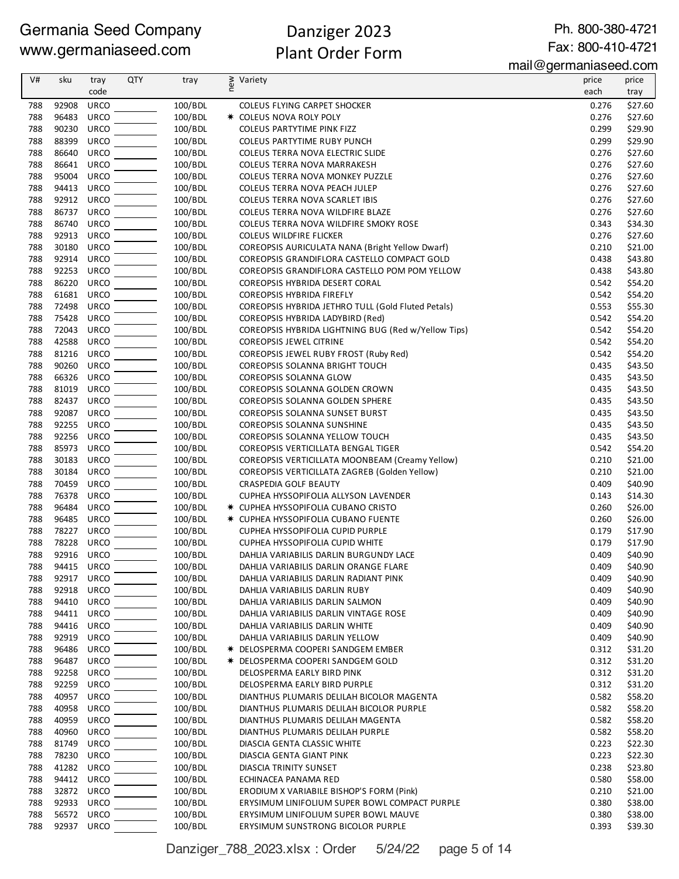Germania Seed Company
www.germaniaseed.com

# Danziger 2023
# Plant Order Form

Ph. 800-380-4721
Fax: 800-410-4721
mail@germaniaseed.com

| V# | sku | tray code | QTY | tray | new | Variety | price each | price tray |
|---|---|---|---|---|---|---|---|---|
| 788 | 92908 | URCO | | 100/BDL | | COLEUS FLYING CARPET SHOCKER | 0.276 | $27.60 |
| 788 | 96483 | URCO | | 100/BDL | * | COLEUS NOVA ROLY POLY | 0.276 | $27.60 |
| 788 | 90230 | URCO | | 100/BDL | | COLEUS PARTYTIME PINK FIZZ | 0.299 | $29.90 |
| 788 | 88399 | URCO | | 100/BDL | | COLEUS PARTYTIME RUBY PUNCH | 0.299 | $29.90 |
| 788 | 86640 | URCO | | 100/BDL | | COLEUS TERRA NOVA ELECTRIC SLIDE | 0.276 | $27.60 |
| 788 | 86641 | URCO | | 100/BDL | | COLEUS TERRA NOVA MARRAKESH | 0.276 | $27.60 |
| 788 | 95004 | URCO | | 100/BDL | | COLEUS TERRA NOVA MONKEY PUZZLE | 0.276 | $27.60 |
| 788 | 94413 | URCO | | 100/BDL | | COLEUS TERRA NOVA PEACH JULEP | 0.276 | $27.60 |
| 788 | 92912 | URCO | | 100/BDL | | COLEUS TERRA NOVA SCARLET IBIS | 0.276 | $27.60 |
| 788 | 86737 | URCO | | 100/BDL | | COLEUS TERRA NOVA WILDFIRE BLAZE | 0.276 | $27.60 |
| 788 | 86740 | URCO | | 100/BDL | | COLEUS TERRA NOVA WILDFIRE SMOKY ROSE | 0.343 | $34.30 |
| 788 | 92913 | URCO | | 100/BDL | | COLEUS WILDFIRE FLICKER | 0.276 | $27.60 |
| 788 | 30180 | URCO | | 100/BDL | | COREOPSIS AURICULATA NANA (Bright Yellow Dwarf) | 0.210 | $21.00 |
| 788 | 92914 | URCO | | 100/BDL | | COREOPSIS GRANDIFLORA CASTELLO COMPACT GOLD | 0.438 | $43.80 |
| 788 | 92253 | URCO | | 100/BDL | | COREOPSIS GRANDIFLORA CASTELLO POM POM YELLOW | 0.438 | $43.80 |
| 788 | 86220 | URCO | | 100/BDL | | COREOPSIS HYBRIDA DESERT CORAL | 0.542 | $54.20 |
| 788 | 61681 | URCO | | 100/BDL | | COREOPSIS HYBRIDA FIREFLY | 0.542 | $54.20 |
| 788 | 72498 | URCO | | 100/BDL | | COREOPSIS HYBRIDA JETHRO TULL (Gold Fluted Petals) | 0.553 | $55.30 |
| 788 | 75428 | URCO | | 100/BDL | | COREOPSIS HYBRIDA LADYBIRD (Red) | 0.542 | $54.20 |
| 788 | 72043 | URCO | | 100/BDL | | COREOPSIS HYBRIDA LIGHTNING BUG (Red w/Yellow Tips) | 0.542 | $54.20 |
| 788 | 42588 | URCO | | 100/BDL | | COREOPSIS JEWEL CITRINE | 0.542 | $54.20 |
| 788 | 81216 | URCO | | 100/BDL | | COREOPSIS JEWEL RUBY FROST (Ruby Red) | 0.542 | $54.20 |
| 788 | 90260 | URCO | | 100/BDL | | COREOPSIS SOLANNA BRIGHT TOUCH | 0.435 | $43.50 |
| 788 | 66326 | URCO | | 100/BDL | | COREOPSIS SOLANNA GLOW | 0.435 | $43.50 |
| 788 | 81019 | URCO | | 100/BDL | | COREOPSIS SOLANNA GOLDEN CROWN | 0.435 | $43.50 |
| 788 | 82437 | URCO | | 100/BDL | | COREOPSIS SOLANNA GOLDEN SPHERE | 0.435 | $43.50 |
| 788 | 92087 | URCO | | 100/BDL | | COREOPSIS SOLANNA SUNSET BURST | 0.435 | $43.50 |
| 788 | 92255 | URCO | | 100/BDL | | COREOPSIS SOLANNA SUNSHINE | 0.435 | $43.50 |
| 788 | 92256 | URCO | | 100/BDL | | COREOPSIS SOLANNA YELLOW TOUCH | 0.435 | $43.50 |
| 788 | 85973 | URCO | | 100/BDL | | COREOPSIS VERTICILLATA BENGAL TIGER | 0.542 | $54.20 |
| 788 | 30183 | URCO | | 100/BDL | | COREOPSIS VERTICILLATA MOONBEAM (Creamy Yellow) | 0.210 | $21.00 |
| 788 | 30184 | URCO | | 100/BDL | | COREOPSIS VERTICILLATA ZAGREB (Golden Yellow) | 0.210 | $21.00 |
| 788 | 70459 | URCO | | 100/BDL | | CRASPEDIA GOLF BEAUTY | 0.409 | $40.90 |
| 788 | 76378 | URCO | | 100/BDL | | CUPHEA HYSSOPIFOLIA ALLYSON LAVENDER | 0.143 | $14.30 |
| 788 | 96484 | URCO | | 100/BDL | * | CUPHEA HYSSOPIFOLIA CUBANO CRISTO | 0.260 | $26.00 |
| 788 | 96485 | URCO | | 100/BDL | * | CUPHEA HYSSOPIFOLIA CUBANO FUENTE | 0.260 | $26.00 |
| 788 | 78227 | URCO | | 100/BDL | | CUPHEA HYSSOPIFOLIA CUPID PURPLE | 0.179 | $17.90 |
| 788 | 78228 | URCO | | 100/BDL | | CUPHEA HYSSOPIFOLIA CUPID WHITE | 0.179 | $17.90 |
| 788 | 92916 | URCO | | 100/BDL | | DAHLIA VARIABILIS DARLIN BURGUNDY LACE | 0.409 | $40.90 |
| 788 | 94415 | URCO | | 100/BDL | | DAHLIA VARIABILIS DARLIN ORANGE FLARE | 0.409 | $40.90 |
| 788 | 92917 | URCO | | 100/BDL | | DAHLIA VARIABILIS DARLIN RADIANT PINK | 0.409 | $40.90 |
| 788 | 92918 | URCO | | 100/BDL | | DAHLIA VARIABILIS DARLIN RUBY | 0.409 | $40.90 |
| 788 | 94410 | URCO | | 100/BDL | | DAHLIA VARIABILIS DARLIN SALMON | 0.409 | $40.90 |
| 788 | 94411 | URCO | | 100/BDL | | DAHLIA VARIABILIS DARLIN VINTAGE ROSE | 0.409 | $40.90 |
| 788 | 94416 | URCO | | 100/BDL | | DAHLIA VARIABILIS DARLIN WHITE | 0.409 | $40.90 |
| 788 | 92919 | URCO | | 100/BDL | | DAHLIA VARIABILIS DARLIN YELLOW | 0.409 | $40.90 |
| 788 | 96486 | URCO | | 100/BDL | * | DELOSPERMA COOPERI SANDGEM EMBER | 0.312 | $31.20 |
| 788 | 96487 | URCO | | 100/BDL | * | DELOSPERMA COOPERI SANDGEM GOLD | 0.312 | $31.20 |
| 788 | 92258 | URCO | | 100/BDL | | DELOSPERMA EARLY BIRD PINK | 0.312 | $31.20 |
| 788 | 92259 | URCO | | 100/BDL | | DELOSPERMA EARLY BIRD PURPLE | 0.312 | $31.20 |
| 788 | 40957 | URCO | | 100/BDL | | DIANTHUS PLUMARIS DELILAH BICOLOR MAGENTA | 0.582 | $58.20 |
| 788 | 40958 | URCO | | 100/BDL | | DIANTHUS PLUMARIS DELILAH BICOLOR PURPLE | 0.582 | $58.20 |
| 788 | 40959 | URCO | | 100/BDL | | DIANTHUS PLUMARIS DELILAH MAGENTA | 0.582 | $58.20 |
| 788 | 40960 | URCO | | 100/BDL | | DIANTHUS PLUMARIS DELILAH PURPLE | 0.582 | $58.20 |
| 788 | 81749 | URCO | | 100/BDL | | DIASCIA GENTA CLASSIC WHITE | 0.223 | $22.30 |
| 788 | 78230 | URCO | | 100/BDL | | DIASCIA GENTA GIANT PINK | 0.223 | $22.30 |
| 788 | 41282 | URCO | | 100/BDL | | DIASCIA TRINITY SUNSET | 0.238 | $23.80 |
| 788 | 94412 | URCO | | 100/BDL | | ECHINACEA PANAMA RED | 0.580 | $58.00 |
| 788 | 32872 | URCO | | 100/BDL | | ERODIUM X VARIABILE BISHOP'S FORM (Pink) | 0.210 | $21.00 |
| 788 | 92933 | URCO | | 100/BDL | | ERYSIMUM LINIFOLIUM SUPER BOWL COMPACT PURPLE | 0.380 | $38.00 |
| 788 | 56572 | URCO | | 100/BDL | | ERYSIMUM LINIFOLIUM SUPER BOWL MAUVE | 0.380 | $38.00 |
| 788 | 92937 | URCO | | 100/BDL | | ERYSIMUM SUNSTRONG BICOLOR PURPLE | 0.393 | $39.30 |

Danziger_788_2023.xlsx : Order 5/24/22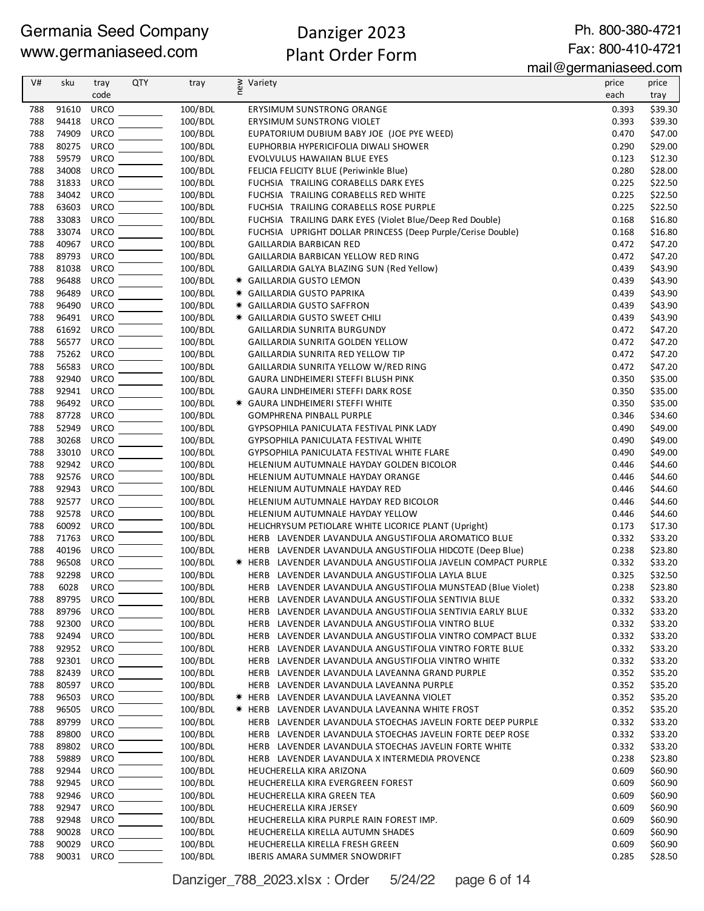Germania Seed Company
www.germaniaseed.com

# Danziger 2023
## Plant Order Form

Ph. 800-380-4721
Fax: 800-410-4721
mail@germaniaseed.com

| V# | sku | tray code | QTY | tray | new | Variety | price each | price tray |
|---|---|---|---|---|---|---|---|---|
| 788 | 91610 | URCO | | 100/BDL | | ERYSIMUM SUNSTRONG ORANGE | 0.393 | $39.30 |
| 788 | 94418 | URCO | | 100/BDL | | ERYSIMUM SUNSTRONG VIOLET | 0.393 | $39.30 |
| 788 | 74909 | URCO | | 100/BDL | | EUPATORIUM DUBIUM BABY JOE (JOE PYE WEED) | 0.470 | $47.00 |
| 788 | 80275 | URCO | | 100/BDL | | EUPHORBIA HYPERICIFOLIA DIWALI SHOWER | 0.290 | $29.00 |
| 788 | 59579 | URCO | | 100/BDL | | EVOLVULUS HAWAIIAN BLUE EYES | 0.123 | $12.30 |
| 788 | 34008 | URCO | | 100/BDL | | FELICIA FELICITY BLUE (Periwinkle Blue) | 0.280 | $28.00 |
| 788 | 31833 | URCO | | 100/BDL | | FUCHSIA TRAILING CORABELLS DARK EYES | 0.225 | $22.50 |
| 788 | 34042 | URCO | | 100/BDL | | FUCHSIA TRAILING CORABELLS RED WHITE | 0.225 | $22.50 |
| 788 | 63603 | URCO | | 100/BDL | | FUCHSIA TRAILING CORABELLS ROSE PURPLE | 0.225 | $22.50 |
| 788 | 33083 | URCO | | 100/BDL | | FUCHSIA TRAILING DARK EYES (Violet Blue/Deep Red Double) | 0.168 | $16.80 |
| 788 | 33074 | URCO | | 100/BDL | | FUCHSIA UPRIGHT DOLLAR PRINCESS (Deep Purple/Cerise Double) | 0.168 | $16.80 |
| 788 | 40967 | URCO | | 100/BDL | | GAILLARDIA BARBICAN RED | 0.472 | $47.20 |
| 788 | 89793 | URCO | | 100/BDL | | GAILLARDIA BARBICAN YELLOW RED RING | 0.472 | $47.20 |
| 788 | 81038 | URCO | | 100/BDL | | GAILLARDIA GALYA BLAZING SUN (Red Yellow) | 0.439 | $43.90 |
| 788 | 96488 | URCO | | 100/BDL | * | GAILLARDIA GUSTO LEMON | 0.439 | $43.90 |
| 788 | 96489 | URCO | | 100/BDL | * | GAILLARDIA GUSTO PAPRIKA | 0.439 | $43.90 |
| 788 | 96490 | URCO | | 100/BDL | * | GAILLARDIA GUSTO SAFFRON | 0.439 | $43.90 |
| 788 | 96491 | URCO | | 100/BDL | * | GAILLARDIA GUSTO SWEET CHILI | 0.439 | $43.90 |
| 788 | 61692 | URCO | | 100/BDL | | GAILLARDIA SUNRITA BURGUNDY | 0.472 | $47.20 |
| 788 | 56577 | URCO | | 100/BDL | | GAILLARDIA SUNRITA GOLDEN YELLOW | 0.472 | $47.20 |
| 788 | 75262 | URCO | | 100/BDL | | GAILLARDIA SUNRITA RED YELLOW TIP | 0.472 | $47.20 |
| 788 | 56583 | URCO | | 100/BDL | | GAILLARDIA SUNRITA YELLOW W/RED RING | 0.472 | $47.20 |
| 788 | 92940 | URCO | | 100/BDL | | GAURA LINDHEIMERI STEFFI BLUSH PINK | 0.350 | $35.00 |
| 788 | 92941 | URCO | | 100/BDL | | GAURA LINDHEIMERI STEFFI DARK ROSE | 0.350 | $35.00 |
| 788 | 96492 | URCO | | 100/BDL | * | GAURA LINDHEIMERI STEFFI WHITE | 0.350 | $35.00 |
| 788 | 87728 | URCO | | 100/BDL | | GOMPHRENA PINBALL PURPLE | 0.346 | $34.60 |
| 788 | 52949 | URCO | | 100/BDL | | GYPSOPHILA PANICULATA FESTIVAL PINK LADY | 0.490 | $49.00 |
| 788 | 30268 | URCO | | 100/BDL | | GYPSOPHILA PANICULATA FESTIVAL WHITE | 0.490 | $49.00 |
| 788 | 33010 | URCO | | 100/BDL | | GYPSOPHILA PANICULATA FESTIVAL WHITE FLARE | 0.490 | $49.00 |
| 788 | 92942 | URCO | | 100/BDL | | HELENIUM AUTUMNALE HAYDAY GOLDEN BICOLOR | 0.446 | $44.60 |
| 788 | 92576 | URCO | | 100/BDL | | HELENIUM AUTUMNALE HAYDAY ORANGE | 0.446 | $44.60 |
| 788 | 92943 | URCO | | 100/BDL | | HELENIUM AUTUMNALE HAYDAY RED | 0.446 | $44.60 |
| 788 | 92577 | URCO | | 100/BDL | | HELENIUM AUTUMNALE HAYDAY RED BICOLOR | 0.446 | $44.60 |
| 788 | 92578 | URCO | | 100/BDL | | HELENIUM AUTUMNALE HAYDAY YELLOW | 0.446 | $44.60 |
| 788 | 60092 | URCO | | 100/BDL | | HELICHRYSUM PETIOLARE WHITE LICORICE PLANT (Upright) | 0.173 | $17.30 |
| 788 | 71763 | URCO | | 100/BDL | | HERB LAVENDER LAVANDULA ANGUSTIFOLIA AROMATICO BLUE | 0.332 | $33.20 |
| 788 | 40196 | URCO | | 100/BDL | | HERB LAVENDER LAVANDULA ANGUSTIFOLIA HIDCOTE (Deep Blue) | 0.238 | $23.80 |
| 788 | 96508 | URCO | | 100/BDL | * | HERB LAVENDER LAVANDULA ANGUSTIFOLIA JAVELIN COMPACT PURPLE | 0.332 | $33.20 |
| 788 | 92298 | URCO | | 100/BDL | | HERB LAVENDER LAVANDULA ANGUSTIFOLIA LAYLA BLUE | 0.325 | $32.50 |
| 788 | 6028 | URCO | | 100/BDL | | HERB LAVENDER LAVANDULA ANGUSTIFOLIA MUNSTEAD (Blue Violet) | 0.238 | $23.80 |
| 788 | 89795 | URCO | | 100/BDL | | HERB LAVENDER LAVANDULA ANGUSTIFOLIA SENTIVIA BLUE | 0.332 | $33.20 |
| 788 | 89796 | URCO | | 100/BDL | | HERB LAVENDER LAVANDULA ANGUSTIFOLIA SENTIVIA EARLY BLUE | 0.332 | $33.20 |
| 788 | 92300 | URCO | | 100/BDL | | HERB LAVENDER LAVANDULA ANGUSTIFOLIA VINTRO BLUE | 0.332 | $33.20 |
| 788 | 92494 | URCO | | 100/BDL | | HERB LAVENDER LAVANDULA ANGUSTIFOLIA VINTRO COMPACT BLUE | 0.332 | $33.20 |
| 788 | 92952 | URCO | | 100/BDL | | HERB LAVENDER LAVANDULA ANGUSTIFOLIA VINTRO FORTE BLUE | 0.332 | $33.20 |
| 788 | 92301 | URCO | | 100/BDL | | HERB LAVENDER LAVANDULA ANGUSTIFOLIA VINTRO WHITE | 0.332 | $33.20 |
| 788 | 82439 | URCO | | 100/BDL | | HERB LAVENDER LAVANDULA LAVEANNA GRAND PURPLE | 0.352 | $35.20 |
| 788 | 80597 | URCO | | 100/BDL | | HERB LAVENDER LAVANDULA LAVEANNA PURPLE | 0.352 | $35.20 |
| 788 | 96503 | URCO | | 100/BDL | * | HERB LAVENDER LAVANDULA LAVEANNA VIOLET | 0.352 | $35.20 |
| 788 | 96505 | URCO | | 100/BDL | * | HERB LAVENDER LAVANDULA LAVEANNA WHITE FROST | 0.352 | $35.20 |
| 788 | 89799 | URCO | | 100/BDL | | HERB LAVENDER LAVANDULA STOECHAS JAVELIN FORTE DEEP PURPLE | 0.332 | $33.20 |
| 788 | 89800 | URCO | | 100/BDL | | HERB LAVENDER LAVANDULA STOECHAS JAVELIN FORTE DEEP ROSE | 0.332 | $33.20 |
| 788 | 89802 | URCO | | 100/BDL | | HERB LAVENDER LAVANDULA STOECHAS JAVELIN FORTE WHITE | 0.332 | $33.20 |
| 788 | 59889 | URCO | | 100/BDL | | HERB LAVENDER LAVANDULA X INTERMEDIA PROVENCE | 0.238 | $23.80 |
| 788 | 92944 | URCO | | 100/BDL | | HEUCHERELLA KIRA ARIZONA | 0.609 | $60.90 |
| 788 | 92945 | URCO | | 100/BDL | | HEUCHERELLA KIRA EVERGREEN FOREST | 0.609 | $60.90 |
| 788 | 92946 | URCO | | 100/BDL | | HEUCHERELLA KIRA GREEN TEA | 0.609 | $60.90 |
| 788 | 92947 | URCO | | 100/BDL | | HEUCHERELLA KIRA JERSEY | 0.609 | $60.90 |
| 788 | 92948 | URCO | | 100/BDL | | HEUCHERELLA KIRA PURPLE RAIN FOREST IMP. | 0.609 | $60.90 |
| 788 | 90028 | URCO | | 100/BDL | | HEUCHERELLA KIRELLA AUTUMN SHADES | 0.609 | $60.90 |
| 788 | 90029 | URCO | | 100/BDL | | HEUCHERELLA KIRELLA FRESH GREEN | 0.609 | $60.90 |
| 788 | 90031 | URCO | | 100/BDL | | IBERIS AMARA SUMMER SNOWDRIFT | 0.285 | $28.50 |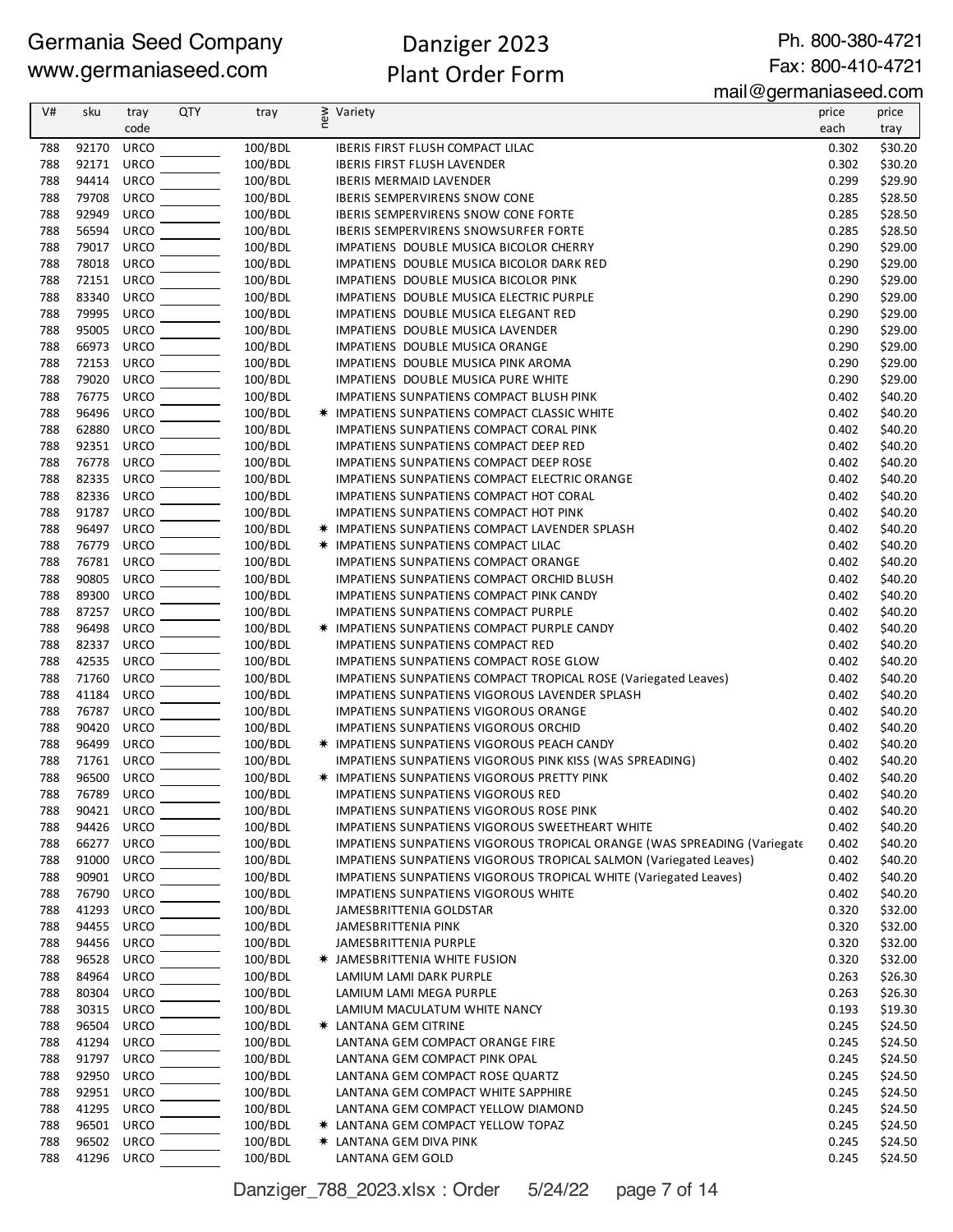Germania Seed Company
www.germaniaseed.com

# Danziger 2023 Plant Order Form

Ph. 800-380-4721
Fax: 800-410-4721
mail@germaniaseed.com

| V# | sku | tray code | QTY | tray | new | Variety | price each | price tray |
|---|---|---|---|---|---|---|---|---|
| 788 | 92170 | URCO | | 100/BDL | | IBERIS FIRST FLUSH COMPACT LILAC | 0.302 | $30.20 |
| 788 | 92171 | URCO | | 100/BDL | | IBERIS FIRST FLUSH LAVENDER | 0.302 | $30.20 |
| 788 | 94414 | URCO | | 100/BDL | | IBERIS MERMAID LAVENDER | 0.299 | $29.90 |
| 788 | 79708 | URCO | | 100/BDL | | IBERIS SEMPERVIRENS SNOW CONE | 0.285 | $28.50 |
| 788 | 92949 | URCO | | 100/BDL | | IBERIS SEMPERVIRENS SNOW CONE FORTE | 0.285 | $28.50 |
| 788 | 56594 | URCO | | 100/BDL | | IBERIS SEMPERVIRENS SNOWSURFER FORTE | 0.285 | $28.50 |
| 788 | 79017 | URCO | | 100/BDL | | IMPATIENS DOUBLE MUSICA BICOLOR CHERRY | 0.290 | $29.00 |
| 788 | 78018 | URCO | | 100/BDL | | IMPATIENS DOUBLE MUSICA BICOLOR DARK RED | 0.290 | $29.00 |
| 788 | 72151 | URCO | | 100/BDL | | IMPATIENS DOUBLE MUSICA BICOLOR PINK | 0.290 | $29.00 |
| 788 | 83340 | URCO | | 100/BDL | | IMPATIENS DOUBLE MUSICA ELECTRIC PURPLE | 0.290 | $29.00 |
| 788 | 79995 | URCO | | 100/BDL | | IMPATIENS DOUBLE MUSICA ELEGANT RED | 0.290 | $29.00 |
| 788 | 95005 | URCO | | 100/BDL | | IMPATIENS DOUBLE MUSICA LAVENDER | 0.290 | $29.00 |
| 788 | 66973 | URCO | | 100/BDL | | IMPATIENS DOUBLE MUSICA ORANGE | 0.290 | $29.00 |
| 788 | 72153 | URCO | | 100/BDL | | IMPATIENS DOUBLE MUSICA PINK AROMA | 0.290 | $29.00 |
| 788 | 79020 | URCO | | 100/BDL | | IMPATIENS DOUBLE MUSICA PURE WHITE | 0.290 | $29.00 |
| 788 | 76775 | URCO | | 100/BDL | | IMPATIENS SUNPATIENS COMPACT BLUSH PINK | 0.402 | $40.20 |
| 788 | 96496 | URCO | | 100/BDL | * | IMPATIENS SUNPATIENS COMPACT CLASSIC WHITE | 0.402 | $40.20 |
| 788 | 62880 | URCO | | 100/BDL | | IMPATIENS SUNPATIENS COMPACT CORAL PINK | 0.402 | $40.20 |
| 788 | 92351 | URCO | | 100/BDL | | IMPATIENS SUNPATIENS COMPACT DEEP RED | 0.402 | $40.20 |
| 788 | 76778 | URCO | | 100/BDL | | IMPATIENS SUNPATIENS COMPACT DEEP ROSE | 0.402 | $40.20 |
| 788 | 82335 | URCO | | 100/BDL | | IMPATIENS SUNPATIENS COMPACT ELECTRIC ORANGE | 0.402 | $40.20 |
| 788 | 82336 | URCO | | 100/BDL | | IMPATIENS SUNPATIENS COMPACT HOT CORAL | 0.402 | $40.20 |
| 788 | 91787 | URCO | | 100/BDL | | IMPATIENS SUNPATIENS COMPACT HOT PINK | 0.402 | $40.20 |
| 788 | 96497 | URCO | | 100/BDL | * | IMPATIENS SUNPATIENS COMPACT LAVENDER SPLASH | 0.402 | $40.20 |
| 788 | 76779 | URCO | | 100/BDL | * | IMPATIENS SUNPATIENS COMPACT LILAC | 0.402 | $40.20 |
| 788 | 76781 | URCO | | 100/BDL | | IMPATIENS SUNPATIENS COMPACT ORANGE | 0.402 | $40.20 |
| 788 | 90805 | URCO | | 100/BDL | | IMPATIENS SUNPATIENS COMPACT ORCHID BLUSH | 0.402 | $40.20 |
| 788 | 89300 | URCO | | 100/BDL | | IMPATIENS SUNPATIENS COMPACT PINK CANDY | 0.402 | $40.20 |
| 788 | 87257 | URCO | | 100/BDL | | IMPATIENS SUNPATIENS COMPACT PURPLE | 0.402 | $40.20 |
| 788 | 96498 | URCO | | 100/BDL | * | IMPATIENS SUNPATIENS COMPACT PURPLE CANDY | 0.402 | $40.20 |
| 788 | 82337 | URCO | | 100/BDL | | IMPATIENS SUNPATIENS COMPACT RED | 0.402 | $40.20 |
| 788 | 42535 | URCO | | 100/BDL | | IMPATIENS SUNPATIENS COMPACT ROSE GLOW | 0.402 | $40.20 |
| 788 | 71760 | URCO | | 100/BDL | | IMPATIENS SUNPATIENS COMPACT TROPICAL ROSE (Variegated Leaves) | 0.402 | $40.20 |
| 788 | 41184 | URCO | | 100/BDL | | IMPATIENS SUNPATIENS VIGOROUS LAVENDER SPLASH | 0.402 | $40.20 |
| 788 | 76787 | URCO | | 100/BDL | | IMPATIENS SUNPATIENS VIGOROUS ORANGE | 0.402 | $40.20 |
| 788 | 90420 | URCO | | 100/BDL | | IMPATIENS SUNPATIENS VIGOROUS ORCHID | 0.402 | $40.20 |
| 788 | 96499 | URCO | | 100/BDL | * | IMPATIENS SUNPATIENS VIGOROUS PEACH CANDY | 0.402 | $40.20 |
| 788 | 71761 | URCO | | 100/BDL | | IMPATIENS SUNPATIENS VIGOROUS PINK KISS (WAS SPREADING) | 0.402 | $40.20 |
| 788 | 96500 | URCO | | 100/BDL | * | IMPATIENS SUNPATIENS VIGOROUS PRETTY PINK | 0.402 | $40.20 |
| 788 | 76789 | URCO | | 100/BDL | | IMPATIENS SUNPATIENS VIGOROUS RED | 0.402 | $40.20 |
| 788 | 90421 | URCO | | 100/BDL | | IMPATIENS SUNPATIENS VIGOROUS ROSE PINK | 0.402 | $40.20 |
| 788 | 94426 | URCO | | 100/BDL | | IMPATIENS SUNPATIENS VIGOROUS SWEETHEART WHITE | 0.402 | $40.20 |
| 788 | 66277 | URCO | | 100/BDL | | IMPATIENS SUNPATIENS VIGOROUS TROPICAL ORANGE (WAS SPREADING (Variegate | 0.402 | $40.20 |
| 788 | 91000 | URCO | | 100/BDL | | IMPATIENS SUNPATIENS VIGOROUS TROPICAL SALMON (Variegated Leaves) | 0.402 | $40.20 |
| 788 | 90901 | URCO | | 100/BDL | | IMPATIENS SUNPATIENS VIGOROUS TROPICAL WHITE (Variegated Leaves) | 0.402 | $40.20 |
| 788 | 76790 | URCO | | 100/BDL | | IMPATIENS SUNPATIENS VIGOROUS WHITE | 0.402 | $40.20 |
| 788 | 41293 | URCO | | 100/BDL | | JAMESBRITTENIA GOLDSTAR | 0.320 | $32.00 |
| 788 | 94455 | URCO | | 100/BDL | | JAMESBRITTENIA PINK | 0.320 | $32.00 |
| 788 | 94456 | URCO | | 100/BDL | | JAMESBRITTENIA PURPLE | 0.320 | $32.00 |
| 788 | 96528 | URCO | | 100/BDL | * | JAMESBRITTENIA WHITE FUSION | 0.320 | $32.00 |
| 788 | 84964 | URCO | | 100/BDL | | LAMIUM LAMI DARK PURPLE | 0.263 | $26.30 |
| 788 | 80304 | URCO | | 100/BDL | | LAMIUM LAMI MEGA PURPLE | 0.263 | $26.30 |
| 788 | 30315 | URCO | | 100/BDL | | LAMIUM MACULATUM WHITE NANCY | 0.193 | $19.30 |
| 788 | 96504 | URCO | | 100/BDL | * | LANTANA GEM CITRINE | 0.245 | $24.50 |
| 788 | 41294 | URCO | | 100/BDL | | LANTANA GEM COMPACT ORANGE FIRE | 0.245 | $24.50 |
| 788 | 91797 | URCO | | 100/BDL | | LANTANA GEM COMPACT PINK OPAL | 0.245 | $24.50 |
| 788 | 92950 | URCO | | 100/BDL | | LANTANA GEM COMPACT ROSE QUARTZ | 0.245 | $24.50 |
| 788 | 92951 | URCO | | 100/BDL | | LANTANA GEM COMPACT WHITE SAPPHIRE | 0.245 | $24.50 |
| 788 | 41295 | URCO | | 100/BDL | | LANTANA GEM COMPACT YELLOW DIAMOND | 0.245 | $24.50 |
| 788 | 96501 | URCO | | 100/BDL | * | LANTANA GEM COMPACT YELLOW TOPAZ | 0.245 | $24.50 |
| 788 | 96502 | URCO | | 100/BDL | * | LANTANA GEM DIVA PINK | 0.245 | $24.50 |
| 788 | 41296 | URCO | | 100/BDL | | LANTANA GEM GOLD | 0.245 | $24.50 |

Danziger_788_2023.xlsx : Order 5/24/22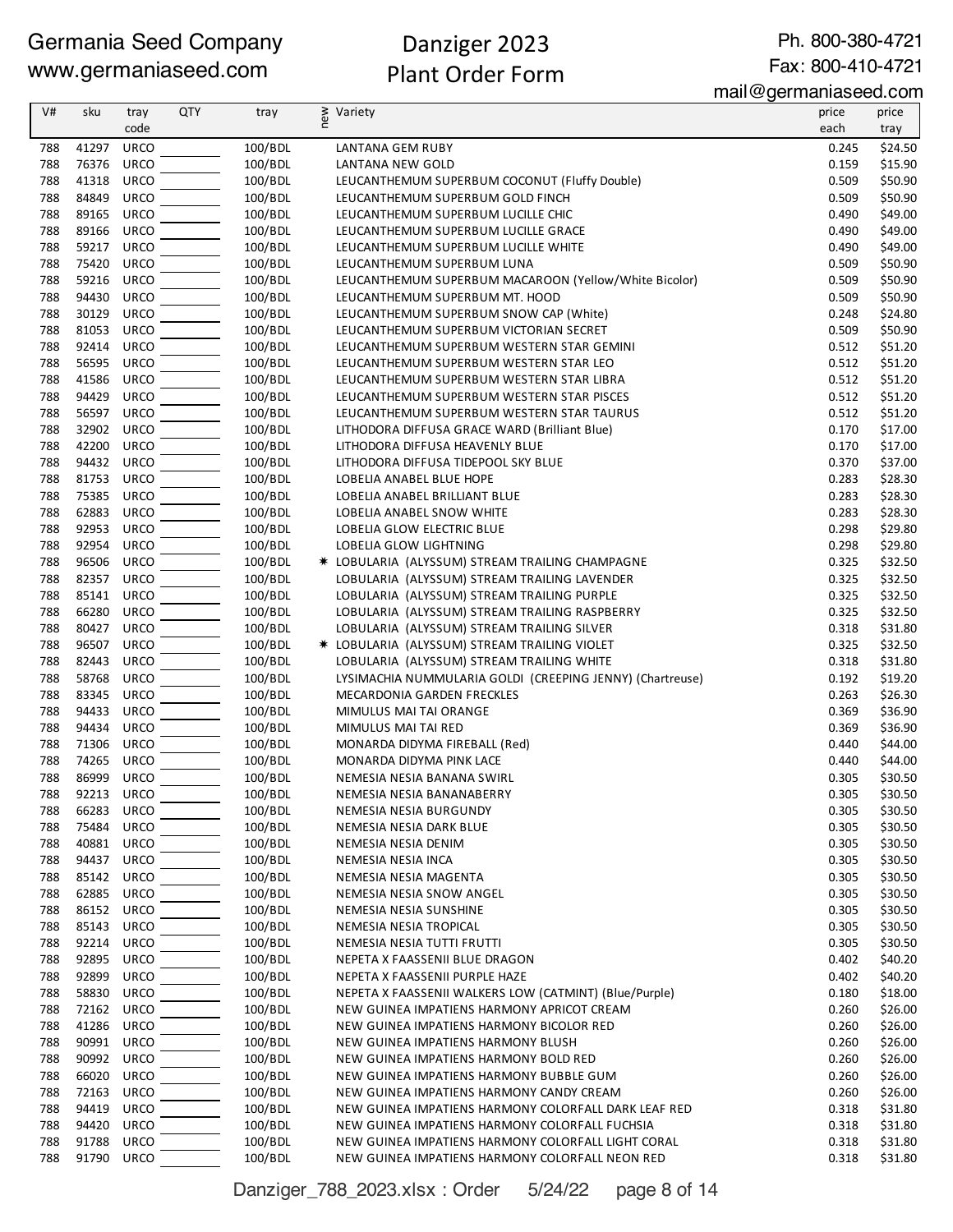Germania Seed Company
www.germaniaseed.com

# Danziger 2023
# Plant Order Form

Ph. 800-380-4721
Fax: 800-410-4721
mail@germaniaseed.com

| V# | sku | tray code | QTY | tray | new | Variety | price each | price tray |
|---|---|---|---|---|---|---|---|---|
| 788 | 41297 | URCO | | 100/BDL | | LANTANA GEM RUBY | 0.245 | $24.50 |
| 788 | 76376 | URCO | | 100/BDL | | LANTANA NEW GOLD | 0.159 | $15.90 |
| 788 | 41318 | URCO | | 100/BDL | | LEUCANTHEMUM SUPERBUM COCONUT (Fluffy Double) | 0.509 | $50.90 |
| 788 | 84849 | URCO | | 100/BDL | | LEUCANTHEMUM SUPERBUM GOLD FINCH | 0.509 | $50.90 |
| 788 | 89165 | URCO | | 100/BDL | | LEUCANTHEMUM SUPERBUM LUCILLE CHIC | 0.490 | $49.00 |
| 788 | 89166 | URCO | | 100/BDL | | LEUCANTHEMUM SUPERBUM LUCILLE GRACE | 0.490 | $49.00 |
| 788 | 59217 | URCO | | 100/BDL | | LEUCANTHEMUM SUPERBUM LUCILLE WHITE | 0.490 | $49.00 |
| 788 | 75420 | URCO | | 100/BDL | | LEUCANTHEMUM SUPERBUM LUNA | 0.509 | $50.90 |
| 788 | 59216 | URCO | | 100/BDL | | LEUCANTHEMUM SUPERBUM MACAROON (Yellow/White Bicolor) | 0.509 | $50.90 |
| 788 | 94430 | URCO | | 100/BDL | | LEUCANTHEMUM SUPERBUM MT. HOOD | 0.509 | $50.90 |
| 788 | 30129 | URCO | | 100/BDL | | LEUCANTHEMUM SUPERBUM SNOW CAP (White) | 0.248 | $24.80 |
| 788 | 81053 | URCO | | 100/BDL | | LEUCANTHEMUM SUPERBUM VICTORIAN SECRET | 0.509 | $50.90 |
| 788 | 92414 | URCO | | 100/BDL | | LEUCANTHEMUM SUPERBUM WESTERN STAR GEMINI | 0.512 | $51.20 |
| 788 | 56595 | URCO | | 100/BDL | | LEUCANTHEMUM SUPERBUM WESTERN STAR LEO | 0.512 | $51.20 |
| 788 | 41586 | URCO | | 100/BDL | | LEUCANTHEMUM SUPERBUM WESTERN STAR LIBRA | 0.512 | $51.20 |
| 788 | 94429 | URCO | | 100/BDL | | LEUCANTHEMUM SUPERBUM WESTERN STAR PISCES | 0.512 | $51.20 |
| 788 | 56597 | URCO | | 100/BDL | | LEUCANTHEMUM SUPERBUM WESTERN STAR TAURUS | 0.512 | $51.20 |
| 788 | 32902 | URCO | | 100/BDL | | LITHODORA DIFFUSA GRACE WARD (Brilliant Blue) | 0.170 | $17.00 |
| 788 | 42200 | URCO | | 100/BDL | | LITHODORA DIFFUSA HEAVENLY BLUE | 0.170 | $17.00 |
| 788 | 94432 | URCO | | 100/BDL | | LITHODORA DIFFUSA TIDEPOOL SKY BLUE | 0.370 | $37.00 |
| 788 | 81753 | URCO | | 100/BDL | | LOBELIA ANABEL BLUE HOPE | 0.283 | $28.30 |
| 788 | 75385 | URCO | | 100/BDL | | LOBELIA ANABEL BRILLIANT BLUE | 0.283 | $28.30 |
| 788 | 62883 | URCO | | 100/BDL | | LOBELIA ANABEL SNOW WHITE | 0.283 | $28.30 |
| 788 | 92953 | URCO | | 100/BDL | | LOBELIA GLOW ELECTRIC BLUE | 0.298 | $29.80 |
| 788 | 92954 | URCO | | 100/BDL | | LOBELIA GLOW LIGHTNING | 0.298 | $29.80 |
| 788 | 96506 | URCO | | 100/BDL | * | LOBULARIA (ALYSSUM) STREAM TRAILING CHAMPAGNE | 0.325 | $32.50 |
| 788 | 82357 | URCO | | 100/BDL | | LOBULARIA (ALYSSUM) STREAM TRAILING LAVENDER | 0.325 | $32.50 |
| 788 | 85141 | URCO | | 100/BDL | | LOBULARIA (ALYSSUM) STREAM TRAILING PURPLE | 0.325 | $32.50 |
| 788 | 66280 | URCO | | 100/BDL | | LOBULARIA (ALYSSUM) STREAM TRAILING RASPBERRY | 0.325 | $32.50 |
| 788 | 80427 | URCO | | 100/BDL | | LOBULARIA (ALYSSUM) STREAM TRAILING SILVER | 0.318 | $31.80 |
| 788 | 96507 | URCO | | 100/BDL | * | LOBULARIA (ALYSSUM) STREAM TRAILING VIOLET | 0.325 | $32.50 |
| 788 | 82443 | URCO | | 100/BDL | | LOBULARIA (ALYSSUM) STREAM TRAILING WHITE | 0.318 | $31.80 |
| 788 | 58768 | URCO | | 100/BDL | | LYSIMACHIA NUMMULARIA GOLDI (CREEPING JENNY) (Chartreuse) | 0.192 | $19.20 |
| 788 | 83345 | URCO | | 100/BDL | | MECARDONIA GARDEN FRECKLES | 0.263 | $26.30 |
| 788 | 94433 | URCO | | 100/BDL | | MIMULUS MAI TAI ORANGE | 0.369 | $36.90 |
| 788 | 94434 | URCO | | 100/BDL | | MIMULUS MAI TAI RED | 0.369 | $36.90 |
| 788 | 71306 | URCO | | 100/BDL | | MONARDA DIDYMA FIREBALL (Red) | 0.440 | $44.00 |
| 788 | 74265 | URCO | | 100/BDL | | MONARDA DIDYMA PINK LACE | 0.440 | $44.00 |
| 788 | 86999 | URCO | | 100/BDL | | NEMESIA NESIA BANANA SWIRL | 0.305 | $30.50 |
| 788 | 92213 | URCO | | 100/BDL | | NEMESIA NESIA BANANABERRY | 0.305 | $30.50 |
| 788 | 66283 | URCO | | 100/BDL | | NEMESIA NESIA BURGUNDY | 0.305 | $30.50 |
| 788 | 75484 | URCO | | 100/BDL | | NEMESIA NESIA DARK BLUE | 0.305 | $30.50 |
| 788 | 40881 | URCO | | 100/BDL | | NEMESIA NESIA DENIM | 0.305 | $30.50 |
| 788 | 94437 | URCO | | 100/BDL | | NEMESIA NESIA INCA | 0.305 | $30.50 |
| 788 | 85142 | URCO | | 100/BDL | | NEMESIA NESIA MAGENTA | 0.305 | $30.50 |
| 788 | 62885 | URCO | | 100/BDL | | NEMESIA NESIA SNOW ANGEL | 0.305 | $30.50 |
| 788 | 86152 | URCO | | 100/BDL | | NEMESIA NESIA SUNSHINE | 0.305 | $30.50 |
| 788 | 85143 | URCO | | 100/BDL | | NEMESIA NESIA TROPICAL | 0.305 | $30.50 |
| 788 | 92214 | URCO | | 100/BDL | | NEMESIA NESIA TUTTI FRUTTI | 0.305 | $30.50 |
| 788 | 92895 | URCO | | 100/BDL | | NEPETA X FAASSENII BLUE DRAGON | 0.402 | $40.20 |
| 788 | 92899 | URCO | | 100/BDL | | NEPETA X FAASSENII PURPLE HAZE | 0.402 | $40.20 |
| 788 | 58830 | URCO | | 100/BDL | | NEPETA X FAASSENII WALKERS LOW (CATMINT) (Blue/Purple) | 0.180 | $18.00 |
| 788 | 72162 | URCO | | 100/BDL | | NEW GUINEA IMPATIENS HARMONY APRICOT CREAM | 0.260 | $26.00 |
| 788 | 41286 | URCO | | 100/BDL | | NEW GUINEA IMPATIENS HARMONY BICOLOR RED | 0.260 | $26.00 |
| 788 | 90991 | URCO | | 100/BDL | | NEW GUINEA IMPATIENS HARMONY BLUSH | 0.260 | $26.00 |
| 788 | 90992 | URCO | | 100/BDL | | NEW GUINEA IMPATIENS HARMONY BOLD RED | 0.260 | $26.00 |
| 788 | 66020 | URCO | | 100/BDL | | NEW GUINEA IMPATIENS HARMONY BUBBLE GUM | 0.260 | $26.00 |
| 788 | 72163 | URCO | | 100/BDL | | NEW GUINEA IMPATIENS HARMONY CANDY CREAM | 0.260 | $26.00 |
| 788 | 94419 | URCO | | 100/BDL | | NEW GUINEA IMPATIENS HARMONY COLORFALL DARK LEAF RED | 0.318 | $31.80 |
| 788 | 94420 | URCO | | 100/BDL | | NEW GUINEA IMPATIENS HARMONY COLORFALL FUCHSIA | 0.318 | $31.80 |
| 788 | 91788 | URCO | | 100/BDL | | NEW GUINEA IMPATIENS HARMONY COLORFALL LIGHT CORAL | 0.318 | $31.80 |
| 788 | 91790 | URCO | | 100/BDL | | NEW GUINEA IMPATIENS HARMONY COLORFALL NEON RED | 0.318 | $31.80 |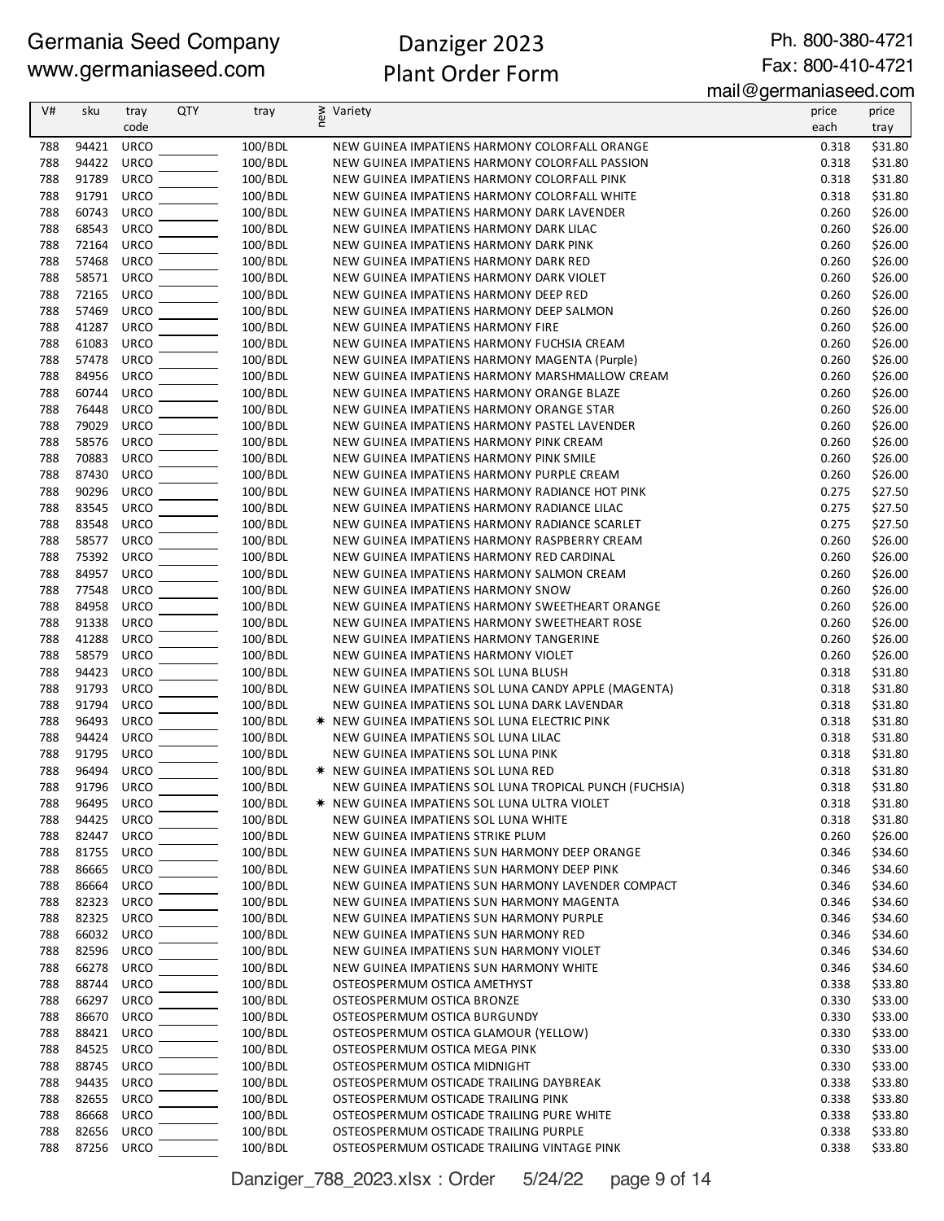Germania Seed Company
www.germaniaseed.com

# Danziger 2023
# Plant Order Form

Ph. 800-380-4721
Fax: 800-410-4721
mail@germaniaseed.com

| V# | sku | tray code | QTY | tray | new | Variety | price each | price tray |
|---|---|---|---|---|---|---|---|---|
| 788 | 94421 | URCO | | 100/BDL | | NEW GUINEA IMPATIENS HARMONY COLORFALL ORANGE | 0.318 | $31.80 |
| 788 | 94422 | URCO | | 100/BDL | | NEW GUINEA IMPATIENS HARMONY COLORFALL PASSION | 0.318 | $31.80 |
| 788 | 91789 | URCO | | 100/BDL | | NEW GUINEA IMPATIENS HARMONY COLORFALL PINK | 0.318 | $31.80 |
| 788 | 91791 | URCO | | 100/BDL | | NEW GUINEA IMPATIENS HARMONY COLORFALL WHITE | 0.318 | $31.80 |
| 788 | 60743 | URCO | | 100/BDL | | NEW GUINEA IMPATIENS HARMONY DARK LAVENDER | 0.260 | $26.00 |
| 788 | 68543 | URCO | | 100/BDL | | NEW GUINEA IMPATIENS HARMONY DARK LILAC | 0.260 | $26.00 |
| 788 | 72164 | URCO | | 100/BDL | | NEW GUINEA IMPATIENS HARMONY DARK PINK | 0.260 | $26.00 |
| 788 | 57468 | URCO | | 100/BDL | | NEW GUINEA IMPATIENS HARMONY DARK RED | 0.260 | $26.00 |
| 788 | 58571 | URCO | | 100/BDL | | NEW GUINEA IMPATIENS HARMONY DARK VIOLET | 0.260 | $26.00 |
| 788 | 72165 | URCO | | 100/BDL | | NEW GUINEA IMPATIENS HARMONY DEEP RED | 0.260 | $26.00 |
| 788 | 57469 | URCO | | 100/BDL | | NEW GUINEA IMPATIENS HARMONY DEEP SALMON | 0.260 | $26.00 |
| 788 | 41287 | URCO | | 100/BDL | | NEW GUINEA IMPATIENS HARMONY FIRE | 0.260 | $26.00 |
| 788 | 61083 | URCO | | 100/BDL | | NEW GUINEA IMPATIENS HARMONY FUCHSIA CREAM | 0.260 | $26.00 |
| 788 | 57478 | URCO | | 100/BDL | | NEW GUINEA IMPATIENS HARMONY MAGENTA (Purple) | 0.260 | $26.00 |
| 788 | 84956 | URCO | | 100/BDL | | NEW GUINEA IMPATIENS HARMONY MARSHMALLOW CREAM | 0.260 | $26.00 |
| 788 | 60744 | URCO | | 100/BDL | | NEW GUINEA IMPATIENS HARMONY ORANGE BLAZE | 0.260 | $26.00 |
| 788 | 76448 | URCO | | 100/BDL | | NEW GUINEA IMPATIENS HARMONY ORANGE STAR | 0.260 | $26.00 |
| 788 | 79029 | URCO | | 100/BDL | | NEW GUINEA IMPATIENS HARMONY PASTEL LAVENDER | 0.260 | $26.00 |
| 788 | 58576 | URCO | | 100/BDL | | NEW GUINEA IMPATIENS HARMONY PINK CREAM | 0.260 | $26.00 |
| 788 | 70883 | URCO | | 100/BDL | | NEW GUINEA IMPATIENS HARMONY PINK SMILE | 0.260 | $26.00 |
| 788 | 87430 | URCO | | 100/BDL | | NEW GUINEA IMPATIENS HARMONY PURPLE CREAM | 0.260 | $26.00 |
| 788 | 90296 | URCO | | 100/BDL | | NEW GUINEA IMPATIENS HARMONY RADIANCE HOT PINK | 0.275 | $27.50 |
| 788 | 83545 | URCO | | 100/BDL | | NEW GUINEA IMPATIENS HARMONY RADIANCE LILAC | 0.275 | $27.50 |
| 788 | 83548 | URCO | | 100/BDL | | NEW GUINEA IMPATIENS HARMONY RADIANCE SCARLET | 0.275 | $27.50 |
| 788 | 58577 | URCO | | 100/BDL | | NEW GUINEA IMPATIENS HARMONY RASPBERRY CREAM | 0.260 | $26.00 |
| 788 | 75392 | URCO | | 100/BDL | | NEW GUINEA IMPATIENS HARMONY RED CARDINAL | 0.260 | $26.00 |
| 788 | 84957 | URCO | | 100/BDL | | NEW GUINEA IMPATIENS HARMONY SALMON CREAM | 0.260 | $26.00 |
| 788 | 77548 | URCO | | 100/BDL | | NEW GUINEA IMPATIENS HARMONY SNOW | 0.260 | $26.00 |
| 788 | 84958 | URCO | | 100/BDL | | NEW GUINEA IMPATIENS HARMONY SWEETHEART ORANGE | 0.260 | $26.00 |
| 788 | 91338 | URCO | | 100/BDL | | NEW GUINEA IMPATIENS HARMONY SWEETHEART ROSE | 0.260 | $26.00 |
| 788 | 41288 | URCO | | 100/BDL | | NEW GUINEA IMPATIENS HARMONY TANGERINE | 0.260 | $26.00 |
| 788 | 58579 | URCO | | 100/BDL | | NEW GUINEA IMPATIENS HARMONY VIOLET | 0.260 | $26.00 |
| 788 | 94423 | URCO | | 100/BDL | | NEW GUINEA IMPATIENS SOL LUNA BLUSH | 0.318 | $31.80 |
| 788 | 91793 | URCO | | 100/BDL | | NEW GUINEA IMPATIENS SOL LUNA CANDY APPLE (MAGENTA) | 0.318 | $31.80 |
| 788 | 91794 | URCO | | 100/BDL | | NEW GUINEA IMPATIENS SOL LUNA DARK LAVENDAR | 0.318 | $31.80 |
| 788 | 96493 | URCO | | 100/BDL | * | NEW GUINEA IMPATIENS SOL LUNA ELECTRIC PINK | 0.318 | $31.80 |
| 788 | 94424 | URCO | | 100/BDL | | NEW GUINEA IMPATIENS SOL LUNA LILAC | 0.318 | $31.80 |
| 788 | 91795 | URCO | | 100/BDL | | NEW GUINEA IMPATIENS SOL LUNA PINK | 0.318 | $31.80 |
| 788 | 96494 | URCO | | 100/BDL | * | NEW GUINEA IMPATIENS SOL LUNA RED | 0.318 | $31.80 |
| 788 | 91796 | URCO | | 100/BDL | | NEW GUINEA IMPATIENS SOL LUNA TROPICAL PUNCH (FUCHSIA) | 0.318 | $31.80 |
| 788 | 96495 | URCO | | 100/BDL | * | NEW GUINEA IMPATIENS SOL LUNA ULTRA VIOLET | 0.318 | $31.80 |
| 788 | 94425 | URCO | | 100/BDL | | NEW GUINEA IMPATIENS SOL LUNA WHITE | 0.318 | $31.80 |
| 788 | 82447 | URCO | | 100/BDL | | NEW GUINEA IMPATIENS STRIKE PLUM | 0.260 | $26.00 |
| 788 | 81755 | URCO | | 100/BDL | | NEW GUINEA IMPATIENS SUN HARMONY DEEP ORANGE | 0.346 | $34.60 |
| 788 | 86665 | URCO | | 100/BDL | | NEW GUINEA IMPATIENS SUN HARMONY DEEP PINK | 0.346 | $34.60 |
| 788 | 86664 | URCO | | 100/BDL | | NEW GUINEA IMPATIENS SUN HARMONY LAVENDER COMPACT | 0.346 | $34.60 |
| 788 | 82323 | URCO | | 100/BDL | | NEW GUINEA IMPATIENS SUN HARMONY MAGENTA | 0.346 | $34.60 |
| 788 | 82325 | URCO | | 100/BDL | | NEW GUINEA IMPATIENS SUN HARMONY PURPLE | 0.346 | $34.60 |
| 788 | 66032 | URCO | | 100/BDL | | NEW GUINEA IMPATIENS SUN HARMONY RED | 0.346 | $34.60 |
| 788 | 82596 | URCO | | 100/BDL | | NEW GUINEA IMPATIENS SUN HARMONY VIOLET | 0.346 | $34.60 |
| 788 | 66278 | URCO | | 100/BDL | | NEW GUINEA IMPATIENS SUN HARMONY WHITE | 0.346 | $34.60 |
| 788 | 88744 | URCO | | 100/BDL | | OSTEOSPERMUM OSTICA AMETHYST | 0.338 | $33.80 |
| 788 | 66297 | URCO | | 100/BDL | | OSTEOSPERMUM OSTICA BRONZE | 0.330 | $33.00 |
| 788 | 86670 | URCO | | 100/BDL | | OSTEOSPERMUM OSTICA BURGUNDY | 0.330 | $33.00 |
| 788 | 88421 | URCO | | 100/BDL | | OSTEOSPERMUM OSTICA GLAMOUR (YELLOW) | 0.330 | $33.00 |
| 788 | 84525 | URCO | | 100/BDL | | OSTEOSPERMUM OSTICA MEGA PINK | 0.330 | $33.00 |
| 788 | 88745 | URCO | | 100/BDL | | OSTEOSPERMUM OSTICA MIDNIGHT | 0.330 | $33.00 |
| 788 | 94435 | URCO | | 100/BDL | | OSTEOSPERMUM OSTICADE TRAILING DAYBREAK | 0.338 | $33.80 |
| 788 | 82655 | URCO | | 100/BDL | | OSTEOSPERMUM OSTICADE TRAILING PINK | 0.338 | $33.80 |
| 788 | 86668 | URCO | | 100/BDL | | OSTEOSPERMUM OSTICADE TRAILING PURE WHITE | 0.338 | $33.80 |
| 788 | 82656 | URCO | | 100/BDL | | OSTEOSPERMUM OSTICADE TRAILING PURPLE | 0.338 | $33.80 |
| 788 | 87256 | URCO | | 100/BDL | | OSTEOSPERMUM OSTICADE TRAILING VINTAGE PINK | 0.338 | $33.80 |

Danziger_788_2023.xlsx : Order 5/24/22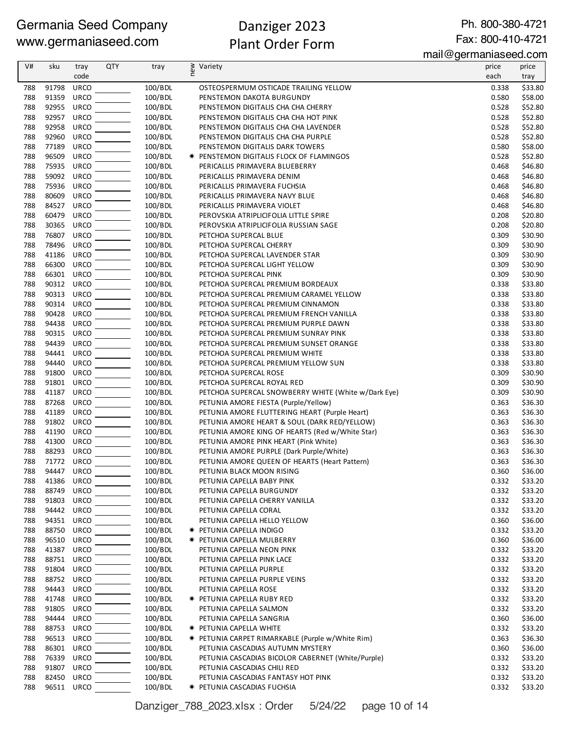Germania Seed Company
www.germaniaseed.com

# Danziger 2023 Plant Order Form

Ph. 800-380-4721
Fax: 800-410-4721
mail@germaniaseed.com

| V# | sku | tray code | QTY | tray | new | Variety | price each | price tray |
|---|---|---|---|---|---|---|---|---|
| 788 | 91798 | URCO | | 100/BDL | | OSTEOSPERMUM OSTICADE TRAILING YELLOW | 0.338 | $33.80 |
| 788 | 91359 | URCO | | 100/BDL | | PENSTEMON DAKOTA BURGUNDY | 0.580 | $58.00 |
| 788 | 92955 | URCO | | 100/BDL | | PENSTEMON DIGITALIS CHA CHA CHERRY | 0.528 | $52.80 |
| 788 | 92957 | URCO | | 100/BDL | | PENSTEMON DIGITALIS CHA CHA HOT PINK | 0.528 | $52.80 |
| 788 | 92958 | URCO | | 100/BDL | | PENSTEMON DIGITALIS CHA CHA LAVENDER | 0.528 | $52.80 |
| 788 | 92960 | URCO | | 100/BDL | | PENSTEMON DIGITALIS CHA CHA PURPLE | 0.528 | $52.80 |
| 788 | 77189 | URCO | | 100/BDL | | PENSTEMON DIGITALIS DARK TOWERS | 0.580 | $58.00 |
| 788 | 96509 | URCO | | 100/BDL | * | PENSTEMON DIGITALIS FLOCK OF FLAMINGOS | 0.528 | $52.80 |
| 788 | 75935 | URCO | | 100/BDL | | PERICALLIS PRIMAVERA BLUEBERRY | 0.468 | $46.80 |
| 788 | 59092 | URCO | | 100/BDL | | PERICALLIS PRIMAVERA DENIM | 0.468 | $46.80 |
| 788 | 75936 | URCO | | 100/BDL | | PERICALLIS PRIMAVERA FUCHSIA | 0.468 | $46.80 |
| 788 | 80609 | URCO | | 100/BDL | | PERICALLIS PRIMAVERA NAVY BLUE | 0.468 | $46.80 |
| 788 | 84527 | URCO | | 100/BDL | | PERICALLIS PRIMAVERA VIOLET | 0.468 | $46.80 |
| 788 | 60479 | URCO | | 100/BDL | | PEROVSKIA ATRIPLICIFOLIA LITTLE SPIRE | 0.208 | $20.80 |
| 788 | 30365 | URCO | | 100/BDL | | PEROVSKIA ATRIPLICIFOLIA RUSSIAN SAGE | 0.208 | $20.80 |
| 788 | 76807 | URCO | | 100/BDL | | PETCHOA SUPERCAL BLUE | 0.309 | $30.90 |
| 788 | 78496 | URCO | | 100/BDL | | PETCHOA SUPERCAL CHERRY | 0.309 | $30.90 |
| 788 | 41186 | URCO | | 100/BDL | | PETCHOA SUPERCAL LAVENDER STAR | 0.309 | $30.90 |
| 788 | 66300 | URCO | | 100/BDL | | PETCHOA SUPERCAL LIGHT YELLOW | 0.309 | $30.90 |
| 788 | 66301 | URCO | | 100/BDL | | PETCHOA SUPERCAL PINK | 0.309 | $30.90 |
| 788 | 90312 | URCO | | 100/BDL | | PETCHOA SUPERCAL PREMIUM BORDEAUX | 0.338 | $33.80 |
| 788 | 90313 | URCO | | 100/BDL | | PETCHOA SUPERCAL PREMIUM CARAMEL YELLOW | 0.338 | $33.80 |
| 788 | 90314 | URCO | | 100/BDL | | PETCHOA SUPERCAL PREMIUM CINNAMON | 0.338 | $33.80 |
| 788 | 90428 | URCO | | 100/BDL | | PETCHOA SUPERCAL PREMIUM FRENCH VANILLA | 0.338 | $33.80 |
| 788 | 94438 | URCO | | 100/BDL | | PETCHOA SUPERCAL PREMIUM PURPLE DAWN | 0.338 | $33.80 |
| 788 | 90315 | URCO | | 100/BDL | | PETCHOA SUPERCAL PREMIUM SUNRAY PINK | 0.338 | $33.80 |
| 788 | 94439 | URCO | | 100/BDL | | PETCHOA SUPERCAL PREMIUM SUNSET ORANGE | 0.338 | $33.80 |
| 788 | 94441 | URCO | | 100/BDL | | PETCHOA SUPERCAL PREMIUM WHITE | 0.338 | $33.80 |
| 788 | 94440 | URCO | | 100/BDL | | PETCHOA SUPERCAL PREMIUM YELLOW SUN | 0.338 | $33.80 |
| 788 | 91800 | URCO | | 100/BDL | | PETCHOA SUPERCAL ROSE | 0.309 | $30.90 |
| 788 | 91801 | URCO | | 100/BDL | | PETCHOA SUPERCAL ROYAL RED | 0.309 | $30.90 |
| 788 | 41187 | URCO | | 100/BDL | | PETCHOA SUPERCAL SNOWBERRY WHITE (White w/Dark Eye) | 0.309 | $30.90 |
| 788 | 87268 | URCO | | 100/BDL | | PETUNIA AMORE FIESTA (Purple/Yellow) | 0.363 | $36.30 |
| 788 | 41189 | URCO | | 100/BDL | | PETUNIA AMORE FLUTTERING HEART (Purple Heart) | 0.363 | $36.30 |
| 788 | 91802 | URCO | | 100/BDL | | PETUNIA AMORE HEART & SOUL (DARK RED/YELLOW) | 0.363 | $36.30 |
| 788 | 41190 | URCO | | 100/BDL | | PETUNIA AMORE KING OF HEARTS (Red w/White Star) | 0.363 | $36.30 |
| 788 | 41300 | URCO | | 100/BDL | | PETUNIA AMORE PINK HEART (Pink White) | 0.363 | $36.30 |
| 788 | 88293 | URCO | | 100/BDL | | PETUNIA AMORE PURPLE (Dark Purple/White) | 0.363 | $36.30 |
| 788 | 71772 | URCO | | 100/BDL | | PETUNIA AMORE QUEEN OF HEARTS (Heart Pattern) | 0.363 | $36.30 |
| 788 | 94447 | URCO | | 100/BDL | | PETUNIA BLACK MOON RISING | 0.360 | $36.00 |
| 788 | 41386 | URCO | | 100/BDL | | PETUNIA CAPELLA BABY PINK | 0.332 | $33.20 |
| 788 | 88749 | URCO | | 100/BDL | | PETUNIA CAPELLA BURGUNDY | 0.332 | $33.20 |
| 788 | 91803 | URCO | | 100/BDL | | PETUNIA CAPELLA CHERRY VANILLA | 0.332 | $33.20 |
| 788 | 94442 | URCO | | 100/BDL | | PETUNIA CAPELLA CORAL | 0.332 | $33.20 |
| 788 | 94351 | URCO | | 100/BDL | | PETUNIA CAPELLA HELLO YELLOW | 0.360 | $36.00 |
| 788 | 88750 | URCO | | 100/BDL | * | PETUNIA CAPELLA INDIGO | 0.332 | $33.20 |
| 788 | 96510 | URCO | | 100/BDL | * | PETUNIA CAPELLA MULBERRY | 0.360 | $36.00 |
| 788 | 41387 | URCO | | 100/BDL | | PETUNIA CAPELLA NEON PINK | 0.332 | $33.20 |
| 788 | 88751 | URCO | | 100/BDL | | PETUNIA CAPELLA PINK LACE | 0.332 | $33.20 |
| 788 | 91804 | URCO | | 100/BDL | | PETUNIA CAPELLA PURPLE | 0.332 | $33.20 |
| 788 | 88752 | URCO | | 100/BDL | | PETUNIA CAPELLA PURPLE VEINS | 0.332 | $33.20 |
| 788 | 94443 | URCO | | 100/BDL | | PETUNIA CAPELLA ROSE | 0.332 | $33.20 |
| 788 | 41748 | URCO | | 100/BDL | * | PETUNIA CAPELLA RUBY RED | 0.332 | $33.20 |
| 788 | 91805 | URCO | | 100/BDL | | PETUNIA CAPELLA SALMON | 0.332 | $33.20 |
| 788 | 94444 | URCO | | 100/BDL | | PETUNIA CAPELLA SANGRIA | 0.360 | $36.00 |
| 788 | 88753 | URCO | | 100/BDL | * | PETUNIA CAPELLA WHITE | 0.332 | $33.20 |
| 788 | 96513 | URCO | | 100/BDL | * | PETUNIA CARPET RIMARKABLE (Purple w/White Rim) | 0.363 | $36.30 |
| 788 | 86301 | URCO | | 100/BDL | | PETUNIA CASCADIAS AUTUMN MYSTERY | 0.360 | $36.00 |
| 788 | 76339 | URCO | | 100/BDL | | PETUNIA CASCADIAS BICOLOR CABERNET (White/Purple) | 0.332 | $33.20 |
| 788 | 91807 | URCO | | 100/BDL | | PETUNIA CASCADIAS CHILI RED | 0.332 | $33.20 |
| 788 | 82450 | URCO | | 100/BDL | | PETUNIA CASCADIAS FANTASY HOT PINK | 0.332 | $33.20 |
| 788 | 96511 | URCO | | 100/BDL | * | PETUNIA CASCADIAS FUCHSIA | 0.332 | $33.20 |

Danziger_788_2023.xlsx : Order 5/24/22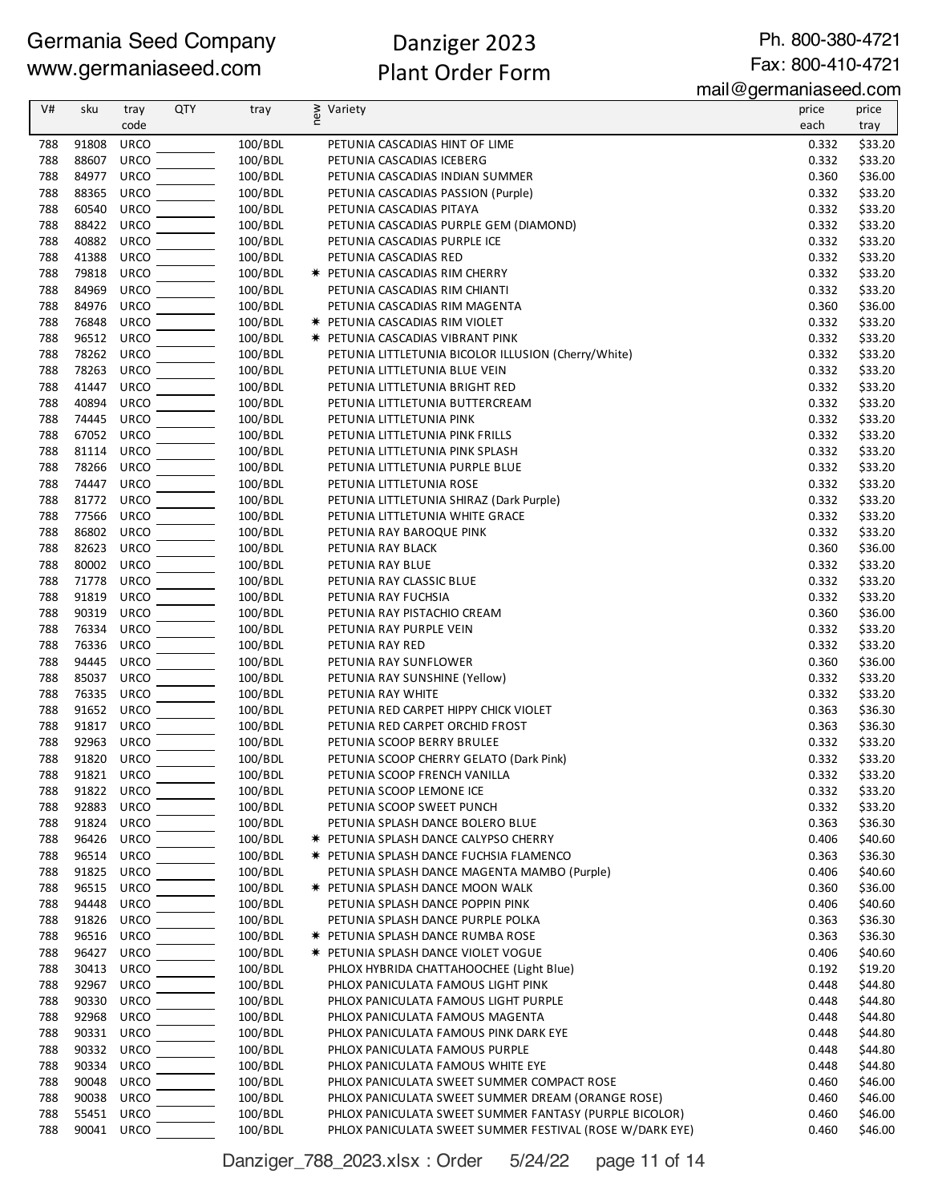Germania Seed Company
www.germaniaseed.com

# Danziger 2023
# Plant Order Form

Ph. 800-380-4721
Fax: 800-410-4721
mail@germaniaseed.com

| V# | sku | tray code | QTY | tray | new | Variety | price each | price tray |
|---|---|---|---|---|---|---|---|---|
| 788 | 91808 | URCO | | 100/BDL | | PETUNIA CASCADIAS HINT OF LIME | 0.332 | $33.20 |
| 788 | 88607 | URCO | | 100/BDL | | PETUNIA CASCADIAS ICEBERG | 0.332 | $33.20 |
| 788 | 84977 | URCO | | 100/BDL | | PETUNIA CASCADIAS INDIAN SUMMER | 0.360 | $36.00 |
| 788 | 88365 | URCO | | 100/BDL | | PETUNIA CASCADIAS PASSION (Purple) | 0.332 | $33.20 |
| 788 | 60540 | URCO | | 100/BDL | | PETUNIA CASCADIAS PITAYA | 0.332 | $33.20 |
| 788 | 88422 | URCO | | 100/BDL | | PETUNIA CASCADIAS PURPLE GEM (DIAMOND) | 0.332 | $33.20 |
| 788 | 40882 | URCO | | 100/BDL | | PETUNIA CASCADIAS PURPLE ICE | 0.332 | $33.20 |
| 788 | 41388 | URCO | | 100/BDL | | PETUNIA CASCADIAS RED | 0.332 | $33.20 |
| 788 | 79818 | URCO | | 100/BDL | * | PETUNIA CASCADIAS RIM CHERRY | 0.332 | $33.20 |
| 788 | 84969 | URCO | | 100/BDL | | PETUNIA CASCADIAS RIM CHIANTI | 0.332 | $33.20 |
| 788 | 84976 | URCO | | 100/BDL | | PETUNIA CASCADIAS RIM MAGENTA | 0.360 | $36.00 |
| 788 | 76848 | URCO | | 100/BDL | * | PETUNIA CASCADIAS RIM VIOLET | 0.332 | $33.20 |
| 788 | 96512 | URCO | | 100/BDL | * | PETUNIA CASCADIAS VIBRANT PINK | 0.332 | $33.20 |
| 788 | 78262 | URCO | | 100/BDL | | PETUNIA LITTLETUNIA BICOLOR ILLUSION (Cherry/White) | 0.332 | $33.20 |
| 788 | 78263 | URCO | | 100/BDL | | PETUNIA LITTLETUNIA BLUE VEIN | 0.332 | $33.20 |
| 788 | 41447 | URCO | | 100/BDL | | PETUNIA LITTLETUNIA BRIGHT RED | 0.332 | $33.20 |
| 788 | 40894 | URCO | | 100/BDL | | PETUNIA LITTLETUNIA BUTTERCREAM | 0.332 | $33.20 |
| 788 | 74445 | URCO | | 100/BDL | | PETUNIA LITTLETUNIA PINK | 0.332 | $33.20 |
| 788 | 67052 | URCO | | 100/BDL | | PETUNIA LITTLETUNIA PINK FRILLS | 0.332 | $33.20 |
| 788 | 81114 | URCO | | 100/BDL | | PETUNIA LITTLETUNIA PINK SPLASH | 0.332 | $33.20 |
| 788 | 78266 | URCO | | 100/BDL | | PETUNIA LITTLETUNIA PURPLE BLUE | 0.332 | $33.20 |
| 788 | 74447 | URCO | | 100/BDL | | PETUNIA LITTLETUNIA ROSE | 0.332 | $33.20 |
| 788 | 81772 | URCO | | 100/BDL | | PETUNIA LITTLETUNIA SHIRAZ (Dark Purple) | 0.332 | $33.20 |
| 788 | 77566 | URCO | | 100/BDL | | PETUNIA LITTLETUNIA WHITE GRACE | 0.332 | $33.20 |
| 788 | 86802 | URCO | | 100/BDL | | PETUNIA RAY BAROQUE PINK | 0.332 | $33.20 |
| 788 | 82623 | URCO | | 100/BDL | | PETUNIA RAY BLACK | 0.360 | $36.00 |
| 788 | 80002 | URCO | | 100/BDL | | PETUNIA RAY BLUE | 0.332 | $33.20 |
| 788 | 71778 | URCO | | 100/BDL | | PETUNIA RAY CLASSIC BLUE | 0.332 | $33.20 |
| 788 | 91819 | URCO | | 100/BDL | | PETUNIA RAY FUCHSIA | 0.332 | $33.20 |
| 788 | 90319 | URCO | | 100/BDL | | PETUNIA RAY PISTACHIO CREAM | 0.360 | $36.00 |
| 788 | 76334 | URCO | | 100/BDL | | PETUNIA RAY PURPLE VEIN | 0.332 | $33.20 |
| 788 | 76336 | URCO | | 100/BDL | | PETUNIA RAY RED | 0.332 | $33.20 |
| 788 | 94445 | URCO | | 100/BDL | | PETUNIA RAY SUNFLOWER | 0.360 | $36.00 |
| 788 | 85037 | URCO | | 100/BDL | | PETUNIA RAY SUNSHINE (Yellow) | 0.332 | $33.20 |
| 788 | 76335 | URCO | | 100/BDL | | PETUNIA RAY WHITE | 0.332 | $33.20 |
| 788 | 91652 | URCO | | 100/BDL | | PETUNIA RED CARPET HIPPY CHICK VIOLET | 0.363 | $36.30 |
| 788 | 91817 | URCO | | 100/BDL | | PETUNIA RED CARPET ORCHID FROST | 0.363 | $36.30 |
| 788 | 92963 | URCO | | 100/BDL | | PETUNIA SCOOP BERRY BRULEE | 0.332 | $33.20 |
| 788 | 91820 | URCO | | 100/BDL | | PETUNIA SCOOP CHERRY GELATO (Dark Pink) | 0.332 | $33.20 |
| 788 | 91821 | URCO | | 100/BDL | | PETUNIA SCOOP FRENCH VANILLA | 0.332 | $33.20 |
| 788 | 91822 | URCO | | 100/BDL | | PETUNIA SCOOP LEMONE ICE | 0.332 | $33.20 |
| 788 | 92883 | URCO | | 100/BDL | | PETUNIA SCOOP SWEET PUNCH | 0.332 | $33.20 |
| 788 | 91824 | URCO | | 100/BDL | | PETUNIA SPLASH DANCE BOLERO BLUE | 0.363 | $36.30 |
| 788 | 96426 | URCO | | 100/BDL | * | PETUNIA SPLASH DANCE CALYPSO CHERRY | 0.406 | $40.60 |
| 788 | 96514 | URCO | | 100/BDL | * | PETUNIA SPLASH DANCE FUCHSIA FLAMENCO | 0.363 | $36.30 |
| 788 | 91825 | URCO | | 100/BDL | | PETUNIA SPLASH DANCE MAGENTA MAMBO (Purple) | 0.406 | $40.60 |
| 788 | 96515 | URCO | | 100/BDL | * | PETUNIA SPLASH DANCE MOON WALK | 0.360 | $36.00 |
| 788 | 94448 | URCO | | 100/BDL | | PETUNIA SPLASH DANCE POPPIN PINK | 0.406 | $40.60 |
| 788 | 91826 | URCO | | 100/BDL | | PETUNIA SPLASH DANCE PURPLE POLKA | 0.363 | $36.30 |
| 788 | 96516 | URCO | | 100/BDL | * | PETUNIA SPLASH DANCE RUMBA ROSE | 0.363 | $36.30 |
| 788 | 96427 | URCO | | 100/BDL | * | PETUNIA SPLASH DANCE VIOLET VOGUE | 0.406 | $40.60 |
| 788 | 30413 | URCO | | 100/BDL | | PHLOX HYBRIDA CHATTAHOOCHEE (Light Blue) | 0.192 | $19.20 |
| 788 | 92967 | URCO | | 100/BDL | | PHLOX PANICULATA FAMOUS LIGHT PINK | 0.448 | $44.80 |
| 788 | 90330 | URCO | | 100/BDL | | PHLOX PANICULATA FAMOUS LIGHT PURPLE | 0.448 | $44.80 |
| 788 | 92968 | URCO | | 100/BDL | | PHLOX PANICULATA FAMOUS MAGENTA | 0.448 | $44.80 |
| 788 | 90331 | URCO | | 100/BDL | | PHLOX PANICULATA FAMOUS PINK DARK EYE | 0.448 | $44.80 |
| 788 | 90332 | URCO | | 100/BDL | | PHLOX PANICULATA FAMOUS PURPLE | 0.448 | $44.80 |
| 788 | 90334 | URCO | | 100/BDL | | PHLOX PANICULATA FAMOUS WHITE EYE | 0.448 | $44.80 |
| 788 | 90048 | URCO | | 100/BDL | | PHLOX PANICULATA SWEET SUMMER COMPACT ROSE | 0.460 | $46.00 |
| 788 | 90038 | URCO | | 100/BDL | | PHLOX PANICULATA SWEET SUMMER DREAM (ORANGE ROSE) | 0.460 | $46.00 |
| 788 | 55451 | URCO | | 100/BDL | | PHLOX PANICULATA SWEET SUMMER FANTASY (PURPLE BICOLOR) | 0.460 | $46.00 |
| 788 | 90041 | URCO | | 100/BDL | | PHLOX PANICULATA SWEET SUMMER FESTIVAL (ROSE W/DARK EYE) | 0.460 | $46.00 |

Danziger_788_2023.xlsx : Order 5/24/22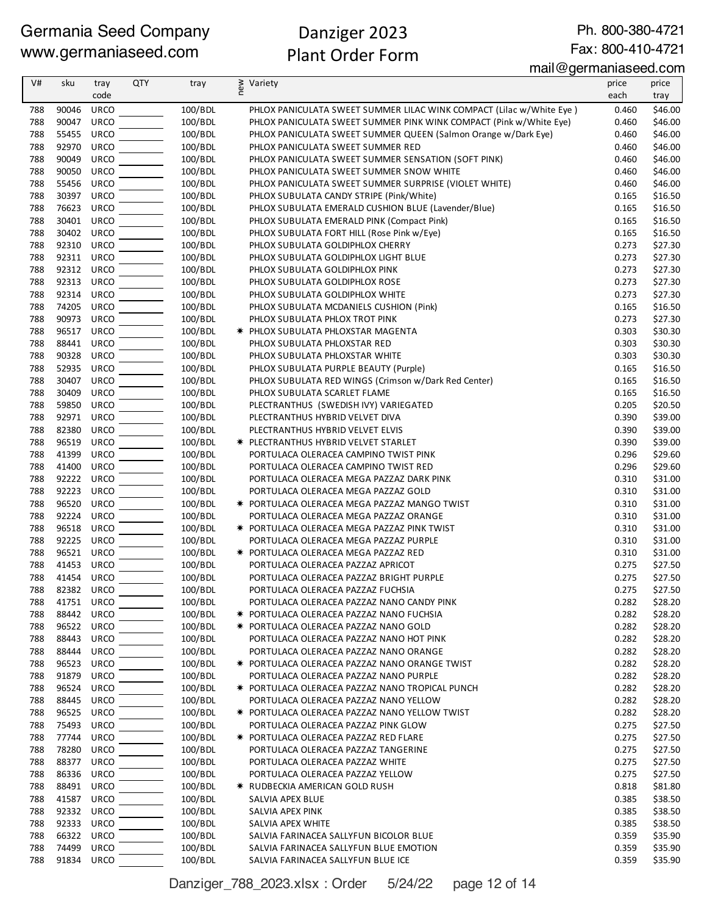Germania Seed Company
www.germaniaseed.com

# Danziger 2023
# Plant Order Form

Ph. 800-380-4721
Fax: 800-410-4721
mail@germaniaseed.com

| V# | sku | tray code | QTY | tray | new | Variety | price each | price tray |
|---|---|---|---|---|---|---|---|---|
| 788 | 90046 | URCO | | 100/BDL | | PHLOX PANICULATA SWEET SUMMER LILAC WINK COMPACT (Lilac w/White Eye ) | 0.460 | $46.00 |
| 788 | 90047 | URCO | | 100/BDL | | PHLOX PANICULATA SWEET SUMMER PINK WINK COMPACT (Pink w/White Eye) | 0.460 | $46.00 |
| 788 | 55455 | URCO | | 100/BDL | | PHLOX PANICULATA SWEET SUMMER QUEEN (Salmon Orange w/Dark Eye) | 0.460 | $46.00 |
| 788 | 92970 | URCO | | 100/BDL | | PHLOX PANICULATA SWEET SUMMER RED | 0.460 | $46.00 |
| 788 | 90049 | URCO | | 100/BDL | | PHLOX PANICULATA SWEET SUMMER SENSATION (SOFT PINK) | 0.460 | $46.00 |
| 788 | 90050 | URCO | | 100/BDL | | PHLOX PANICULATA SWEET SUMMER SNOW WHITE | 0.460 | $46.00 |
| 788 | 55456 | URCO | | 100/BDL | | PHLOX PANICULATA SWEET SUMMER SURPRISE (VIOLET WHITE) | 0.460 | $46.00 |
| 788 | 30397 | URCO | | 100/BDL | | PHLOX SUBULATA CANDY STRIPE (Pink/White) | 0.165 | $16.50 |
| 788 | 76623 | URCO | | 100/BDL | | PHLOX SUBULATA EMERALD CUSHION BLUE (Lavender/Blue) | 0.165 | $16.50 |
| 788 | 30401 | URCO | | 100/BDL | | PHLOX SUBULATA EMERALD PINK (Compact Pink) | 0.165 | $16.50 |
| 788 | 30402 | URCO | | 100/BDL | | PHLOX SUBULATA FORT HILL (Rose Pink w/Eye) | 0.165 | $16.50 |
| 788 | 92310 | URCO | | 100/BDL | | PHLOX SUBULATA GOLDIPHLOX CHERRY | 0.273 | $27.30 |
| 788 | 92311 | URCO | | 100/BDL | | PHLOX SUBULATA GOLDIPHLOX LIGHT BLUE | 0.273 | $27.30 |
| 788 | 92312 | URCO | | 100/BDL | | PHLOX SUBULATA GOLDIPHLOX PINK | 0.273 | $27.30 |
| 788 | 92313 | URCO | | 100/BDL | | PHLOX SUBULATA GOLDIPHLOX ROSE | 0.273 | $27.30 |
| 788 | 92314 | URCO | | 100/BDL | | PHLOX SUBULATA GOLDIPHLOX WHITE | 0.273 | $27.30 |
| 788 | 74205 | URCO | | 100/BDL | | PHLOX SUBULATA MCDANIELS CUSHION (Pink) | 0.165 | $16.50 |
| 788 | 90973 | URCO | | 100/BDL | | PHLOX SUBULATA PHLOX TROT PINK | 0.273 | $27.30 |
| 788 | 96517 | URCO | | 100/BDL | * | PHLOX SUBULATA PHLOXSTAR MAGENTA | 0.303 | $30.30 |
| 788 | 88441 | URCO | | 100/BDL | | PHLOX SUBULATA PHLOXSTAR RED | 0.303 | $30.30 |
| 788 | 90328 | URCO | | 100/BDL | | PHLOX SUBULATA PHLOXSTAR WHITE | 0.303 | $30.30 |
| 788 | 52935 | URCO | | 100/BDL | | PHLOX SUBULATA PURPLE BEAUTY (Purple) | 0.165 | $16.50 |
| 788 | 30407 | URCO | | 100/BDL | | PHLOX SUBULATA RED WINGS (Crimson w/Dark Red Center) | 0.165 | $16.50 |
| 788 | 30409 | URCO | | 100/BDL | | PHLOX SUBULATA SCARLET FLAME | 0.165 | $16.50 |
| 788 | 59850 | URCO | | 100/BDL | | PLECTRANTHUS (SWEDISH IVY) VARIEGATED | 0.205 | $20.50 |
| 788 | 92971 | URCO | | 100/BDL | | PLECTRANTHUS HYBRID VELVET DIVA | 0.390 | $39.00 |
| 788 | 82380 | URCO | | 100/BDL | | PLECTRANTHUS HYBRID VELVET ELVIS | 0.390 | $39.00 |
| 788 | 96519 | URCO | | 100/BDL | * | PLECTRANTHUS HYBRID VELVET STARLET | 0.390 | $39.00 |
| 788 | 41399 | URCO | | 100/BDL | | PORTULACA OLERACEA CAMPINO TWIST PINK | 0.296 | $29.60 |
| 788 | 41400 | URCO | | 100/BDL | | PORTULACA OLERACEA CAMPINO TWIST RED | 0.296 | $29.60 |
| 788 | 92222 | URCO | | 100/BDL | | PORTULACA OLERACEA MEGA PAZZAZ DARK PINK | 0.310 | $31.00 |
| 788 | 92223 | URCO | | 100/BDL | | PORTULACA OLERACEA MEGA PAZZAZ GOLD | 0.310 | $31.00 |
| 788 | 96520 | URCO | | 100/BDL | * | PORTULACA OLERACEA MEGA PAZZAZ MANGO TWIST | 0.310 | $31.00 |
| 788 | 92224 | URCO | | 100/BDL | | PORTULACA OLERACEA MEGA PAZZAZ ORANGE | 0.310 | $31.00 |
| 788 | 96518 | URCO | | 100/BDL | * | PORTULACA OLERACEA MEGA PAZZAZ PINK TWIST | 0.310 | $31.00 |
| 788 | 92225 | URCO | | 100/BDL | | PORTULACA OLERACEA MEGA PAZZAZ PURPLE | 0.310 | $31.00 |
| 788 | 96521 | URCO | | 100/BDL | * | PORTULACA OLERACEA MEGA PAZZAZ RED | 0.310 | $31.00 |
| 788 | 41453 | URCO | | 100/BDL | | PORTULACA OLERACEA PAZZAZ APRICOT | 0.275 | $27.50 |
| 788 | 41454 | URCO | | 100/BDL | | PORTULACA OLERACEA PAZZAZ BRIGHT PURPLE | 0.275 | $27.50 |
| 788 | 82382 | URCO | | 100/BDL | | PORTULACA OLERACEA PAZZAZ FUCHSIA | 0.275 | $27.50 |
| 788 | 41751 | URCO | | 100/BDL | | PORTULACA OLERACEA PAZZAZ NANO CANDY PINK | 0.282 | $28.20 |
| 788 | 88442 | URCO | | 100/BDL | * | PORTULACA OLERACEA PAZZAZ NANO FUCHSIA | 0.282 | $28.20 |
| 788 | 96522 | URCO | | 100/BDL | * | PORTULACA OLERACEA PAZZAZ NANO GOLD | 0.282 | $28.20 |
| 788 | 88443 | URCO | | 100/BDL | | PORTULACA OLERACEA PAZZAZ NANO HOT PINK | 0.282 | $28.20 |
| 788 | 88444 | URCO | | 100/BDL | | PORTULACA OLERACEA PAZZAZ NANO ORANGE | 0.282 | $28.20 |
| 788 | 96523 | URCO | | 100/BDL | * | PORTULACA OLERACEA PAZZAZ NANO ORANGE TWIST | 0.282 | $28.20 |
| 788 | 91879 | URCO | | 100/BDL | | PORTULACA OLERACEA PAZZAZ NANO PURPLE | 0.282 | $28.20 |
| 788 | 96524 | URCO | | 100/BDL | * | PORTULACA OLERACEA PAZZAZ NANO TROPICAL PUNCH | 0.282 | $28.20 |
| 788 | 88445 | URCO | | 100/BDL | | PORTULACA OLERACEA PAZZAZ NANO YELLOW | 0.282 | $28.20 |
| 788 | 96525 | URCO | | 100/BDL | * | PORTULACA OLERACEA PAZZAZ NANO YELLOW TWIST | 0.282 | $28.20 |
| 788 | 75493 | URCO | | 100/BDL | | PORTULACA OLERACEA PAZZAZ PINK GLOW | 0.275 | $27.50 |
| 788 | 77744 | URCO | | 100/BDL | * | PORTULACA OLERACEA PAZZAZ RED FLARE | 0.275 | $27.50 |
| 788 | 78280 | URCO | | 100/BDL | | PORTULACA OLERACEA PAZZAZ TANGERINE | 0.275 | $27.50 |
| 788 | 88377 | URCO | | 100/BDL | | PORTULACA OLERACEA PAZZAZ WHITE | 0.275 | $27.50 |
| 788 | 86336 | URCO | | 100/BDL | | PORTULACA OLERACEA PAZZAZ YELLOW | 0.275 | $27.50 |
| 788 | 88491 | URCO | | 100/BDL | * | RUDBECKIA AMERICAN GOLD RUSH | 0.818 | $81.80 |
| 788 | 41587 | URCO | | 100/BDL | | SALVIA APEX BLUE | 0.385 | $38.50 |
| 788 | 92332 | URCO | | 100/BDL | | SALVIA APEX PINK | 0.385 | $38.50 |
| 788 | 92333 | URCO | | 100/BDL | | SALVIA APEX WHITE | 0.385 | $38.50 |
| 788 | 66322 | URCO | | 100/BDL | | SALVIA FARINACEA SALLYFUN BICOLOR BLUE | 0.359 | $35.90 |
| 788 | 74499 | URCO | | 100/BDL | | SALVIA FARINACEA SALLYFUN BLUE EMOTION | 0.359 | $35.90 |
| 788 | 91834 | URCO | | 100/BDL | | SALVIA FARINACEA SALLYFUN BLUE ICE | 0.359 | $35.90 |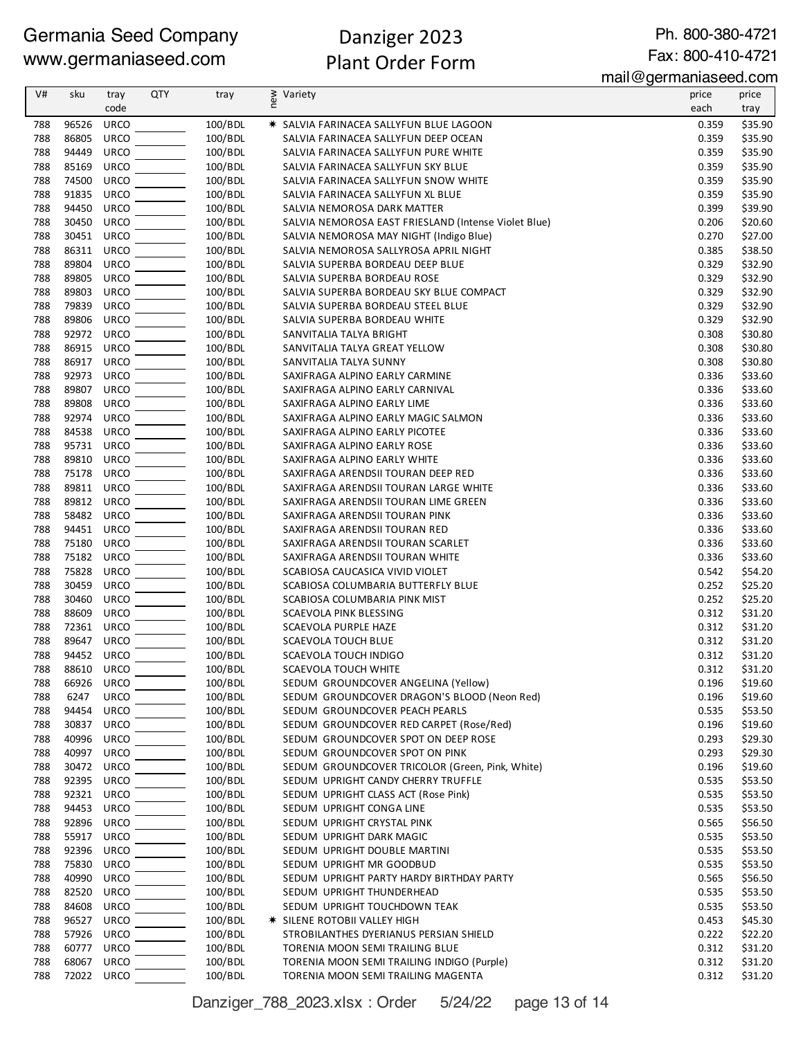Germania Seed Company
www.germaniaseed.com

# Danziger 2023
## Plant Order Form

Ph. 800-380-4721
Fax: 800-410-4721
mail@germaniaseed.com

| V# | sku | tray code | QTY | tray | new | Variety | price each | price tray |
|---|---|---|---|---|---|---|---|---|
| 788 | 96526 | URCO | | 100/BDL | ✱ | SALVIA FARINACEA SALLYFUN BLUE LAGOON | 0.359 | $35.90 |
| 788 | 86805 | URCO | | 100/BDL | | SALVIA FARINACEA SALLYFUN DEEP OCEAN | 0.359 | $35.90 |
| 788 | 94449 | URCO | | 100/BDL | | SALVIA FARINACEA SALLYFUN PURE WHITE | 0.359 | $35.90 |
| 788 | 85169 | URCO | | 100/BDL | | SALVIA FARINACEA SALLYFUN SKY BLUE | 0.359 | $35.90 |
| 788 | 74500 | URCO | | 100/BDL | | SALVIA FARINACEA SALLYFUN SNOW WHITE | 0.359 | $35.90 |
| 788 | 91835 | URCO | | 100/BDL | | SALVIA FARINACEA SALLYFUN XL BLUE | 0.359 | $35.90 |
| 788 | 94450 | URCO | | 100/BDL | | SALVIA NEMOROSA DARK MATTER | 0.399 | $39.90 |
| 788 | 30450 | URCO | | 100/BDL | | SALVIA NEMOROSA EAST FRIESLAND (Intense Violet Blue) | 0.206 | $20.60 |
| 788 | 30451 | URCO | | 100/BDL | | SALVIA NEMOROSA MAY NIGHT (Indigo Blue) | 0.270 | $27.00 |
| 788 | 86311 | URCO | | 100/BDL | | SALVIA NEMOROSA SALLYROSA APRIL NIGHT | 0.385 | $38.50 |
| 788 | 89804 | URCO | | 100/BDL | | SALVIA SUPERBA BORDEAU DEEP BLUE | 0.329 | $32.90 |
| 788 | 89805 | URCO | | 100/BDL | | SALVIA SUPERBA BORDEAU ROSE | 0.329 | $32.90 |
| 788 | 89803 | URCO | | 100/BDL | | SALVIA SUPERBA BORDEAU SKY BLUE COMPACT | 0.329 | $32.90 |
| 788 | 79839 | URCO | | 100/BDL | | SALVIA SUPERBA BORDEAU STEEL BLUE | 0.329 | $32.90 |
| 788 | 89806 | URCO | | 100/BDL | | SALVIA SUPERBA BORDEAU WHITE | 0.329 | $32.90 |
| 788 | 92972 | URCO | | 100/BDL | | SANVITALIA TALYA BRIGHT | 0.308 | $30.80 |
| 788 | 86915 | URCO | | 100/BDL | | SANVITALIA TALYA GREAT YELLOW | 0.308 | $30.80 |
| 788 | 86917 | URCO | | 100/BDL | | SANVITALIA TALYA SUNNY | 0.308 | $30.80 |
| 788 | 92973 | URCO | | 100/BDL | | SAXIFRAGA ALPINO EARLY CARMINE | 0.336 | $33.60 |
| 788 | 89807 | URCO | | 100/BDL | | SAXIFRAGA ALPINO EARLY CARNIVAL | 0.336 | $33.60 |
| 788 | 89808 | URCO | | 100/BDL | | SAXIFRAGA ALPINO EARLY LIME | 0.336 | $33.60 |
| 788 | 92974 | URCO | | 100/BDL | | SAXIFRAGA ALPINO EARLY MAGIC SALMON | 0.336 | $33.60 |
| 788 | 84538 | URCO | | 100/BDL | | SAXIFRAGA ALPINO EARLY PICOTEE | 0.336 | $33.60 |
| 788 | 95731 | URCO | | 100/BDL | | SAXIFRAGA ALPINO EARLY ROSE | 0.336 | $33.60 |
| 788 | 89810 | URCO | | 100/BDL | | SAXIFRAGA ALPINO EARLY WHITE | 0.336 | $33.60 |
| 788 | 75178 | URCO | | 100/BDL | | SAXIFRAGA ARENDSII TOURAN DEEP RED | 0.336 | $33.60 |
| 788 | 89811 | URCO | | 100/BDL | | SAXIFRAGA ARENDSII TOURAN LARGE WHITE | 0.336 | $33.60 |
| 788 | 89812 | URCO | | 100/BDL | | SAXIFRAGA ARENDSII TOURAN LIME GREEN | 0.336 | $33.60 |
| 788 | 58482 | URCO | | 100/BDL | | SAXIFRAGA ARENDSII TOURAN PINK | 0.336 | $33.60 |
| 788 | 94451 | URCO | | 100/BDL | | SAXIFRAGA ARENDSII TOURAN RED | 0.336 | $33.60 |
| 788 | 75180 | URCO | | 100/BDL | | SAXIFRAGA ARENDSII TOURAN SCARLET | 0.336 | $33.60 |
| 788 | 75182 | URCO | | 100/BDL | | SAXIFRAGA ARENDSII TOURAN WHITE | 0.336 | $33.60 |
| 788 | 75828 | URCO | | 100/BDL | | SCABIOSA CAUCASICA VIVID VIOLET | 0.542 | $54.20 |
| 788 | 30459 | URCO | | 100/BDL | | SCABIOSA COLUMBARIA BUTTERFLY BLUE | 0.252 | $25.20 |
| 788 | 30460 | URCO | | 100/BDL | | SCABIOSA COLUMBARIA PINK MIST | 0.252 | $25.20 |
| 788 | 88609 | URCO | | 100/BDL | | SCAEVOLA PINK BLESSING | 0.312 | $31.20 |
| 788 | 72361 | URCO | | 100/BDL | | SCAEVOLA PURPLE HAZE | 0.312 | $31.20 |
| 788 | 89647 | URCO | | 100/BDL | | SCAEVOLA TOUCH BLUE | 0.312 | $31.20 |
| 788 | 94452 | URCO | | 100/BDL | | SCAEVOLA TOUCH INDIGO | 0.312 | $31.20 |
| 788 | 88610 | URCO | | 100/BDL | | SCAEVOLA TOUCH WHITE | 0.312 | $31.20 |
| 788 | 66926 | URCO | | 100/BDL | | SEDUM GROUNDCOVER ANGELINA (Yellow) | 0.196 | $19.60 |
| 788 | 6247 | URCO | | 100/BDL | | SEDUM GROUNDCOVER DRAGON'S BLOOD (Neon Red) | 0.196 | $19.60 |
| 788 | 94454 | URCO | | 100/BDL | | SEDUM GROUNDCOVER PEACH PEARLS | 0.535 | $53.50 |
| 788 | 30837 | URCO | | 100/BDL | | SEDUM GROUNDCOVER RED CARPET (Rose/Red) | 0.196 | $19.60 |
| 788 | 40996 | URCO | | 100/BDL | | SEDUM GROUNDCOVER SPOT ON DEEP ROSE | 0.293 | $29.30 |
| 788 | 40997 | URCO | | 100/BDL | | SEDUM GROUNDCOVER SPOT ON PINK | 0.293 | $29.30 |
| 788 | 30472 | URCO | | 100/BDL | | SEDUM GROUNDCOVER TRICOLOR (Green, Pink, White) | 0.196 | $19.60 |
| 788 | 92395 | URCO | | 100/BDL | | SEDUM UPRIGHT CANDY CHERRY TRUFFLE | 0.535 | $53.50 |
| 788 | 92321 | URCO | | 100/BDL | | SEDUM UPRIGHT CLASS ACT (Rose Pink) | 0.535 | $53.50 |
| 788 | 94453 | URCO | | 100/BDL | | SEDUM UPRIGHT CONGA LINE | 0.535 | $53.50 |
| 788 | 92896 | URCO | | 100/BDL | | SEDUM UPRIGHT CRYSTAL PINK | 0.565 | $56.50 |
| 788 | 55917 | URCO | | 100/BDL | | SEDUM UPRIGHT DARK MAGIC | 0.535 | $53.50 |
| 788 | 92396 | URCO | | 100/BDL | | SEDUM UPRIGHT DOUBLE MARTINI | 0.535 | $53.50 |
| 788 | 75830 | URCO | | 100/BDL | | SEDUM UPRIGHT MR GOODBUD | 0.535 | $53.50 |
| 788 | 40990 | URCO | | 100/BDL | | SEDUM UPRIGHT PARTY HARDY BIRTHDAY PARTY | 0.565 | $56.50 |
| 788 | 82520 | URCO | | 100/BDL | | SEDUM UPRIGHT THUNDERHEAD | 0.535 | $53.50 |
| 788 | 84608 | URCO | | 100/BDL | | SEDUM UPRIGHT TOUCHDOWN TEAK | 0.535 | $53.50 |
| 788 | 96527 | URCO | | 100/BDL | ✱ | SILENE ROTOBII VALLEY HIGH | 0.453 | $45.30 |
| 788 | 57926 | URCO | | 100/BDL | | STROBILANTHES DYERIANUS PERSIAN SHIELD | 0.222 | $22.20 |
| 788 | 60777 | URCO | | 100/BDL | | TORENIA MOON SEMI TRAILING BLUE | 0.312 | $31.20 |
| 788 | 68067 | URCO | | 100/BDL | | TORENIA MOON SEMI TRAILING INDIGO (Purple) | 0.312 | $31.20 |
| 788 | 72022 | URCO | | 100/BDL | | TORENIA MOON SEMI TRAILING MAGENTA | 0.312 | $31.20 |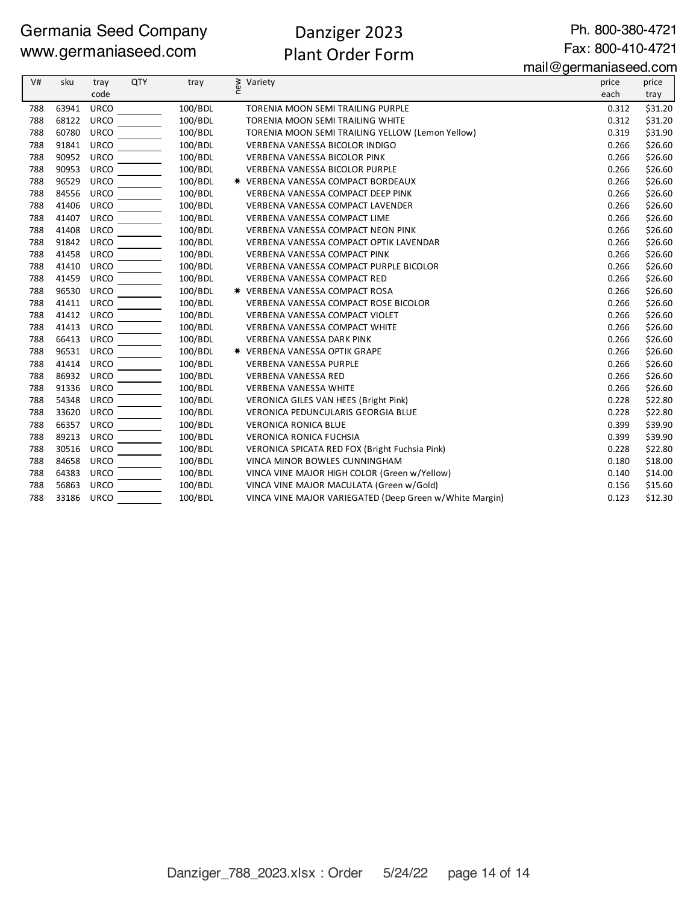Germania Seed Company
www.germaniaseed.com

# Danziger 2023
# Plant Order Form

Ph. 800-380-4721
Fax: 800-410-4721
mail@germaniaseed.com

| V# | sku | tray code | QTY | tray | new | Variety | price each | price tray |
|---|---|---|---|---|---|---|---|---|
| 788 | 63941 | URCO | | 100/BDL | | TORENIA MOON SEMI TRAILING PURPLE | 0.312 | $31.20 |
| 788 | 68122 | URCO | | 100/BDL | | TORENIA MOON SEMI TRAILING WHITE | 0.312 | $31.20 |
| 788 | 60780 | URCO | | 100/BDL | | TORENIA MOON SEMI TRAILING YELLOW (Lemon Yellow) | 0.319 | $31.90 |
| 788 | 91841 | URCO | | 100/BDL | | VERBENA VANESSA BICOLOR INDIGO | 0.266 | $26.60 |
| 788 | 90952 | URCO | | 100/BDL | | VERBENA VANESSA BICOLOR PINK | 0.266 | $26.60 |
| 788 | 90953 | URCO | | 100/BDL | | VERBENA VANESSA BICOLOR PURPLE | 0.266 | $26.60 |
| 788 | 96529 | URCO | | 100/BDL | * | VERBENA VANESSA COMPACT BORDEAUX | 0.266 | $26.60 |
| 788 | 84556 | URCO | | 100/BDL | | VERBENA VANESSA COMPACT DEEP PINK | 0.266 | $26.60 |
| 788 | 41406 | URCO | | 100/BDL | | VERBENA VANESSA COMPACT LAVENDER | 0.266 | $26.60 |
| 788 | 41407 | URCO | | 100/BDL | | VERBENA VANESSA COMPACT LIME | 0.266 | $26.60 |
| 788 | 41408 | URCO | | 100/BDL | | VERBENA VANESSA COMPACT NEON PINK | 0.266 | $26.60 |
| 788 | 91842 | URCO | | 100/BDL | | VERBENA VANESSA COMPACT OPTIK LAVENDAR | 0.266 | $26.60 |
| 788 | 41458 | URCO | | 100/BDL | | VERBENA VANESSA COMPACT PINK | 0.266 | $26.60 |
| 788 | 41410 | URCO | | 100/BDL | | VERBENA VANESSA COMPACT PURPLE BICOLOR | 0.266 | $26.60 |
| 788 | 41459 | URCO | | 100/BDL | | VERBENA VANESSA COMPACT RED | 0.266 | $26.60 |
| 788 | 96530 | URCO | | 100/BDL | * | VERBENA VANESSA COMPACT ROSA | 0.266 | $26.60 |
| 788 | 41411 | URCO | | 100/BDL | | VERBENA VANESSA COMPACT ROSE BICOLOR | 0.266 | $26.60 |
| 788 | 41412 | URCO | | 100/BDL | | VERBENA VANESSA COMPACT VIOLET | 0.266 | $26.60 |
| 788 | 41413 | URCO | | 100/BDL | | VERBENA VANESSA COMPACT WHITE | 0.266 | $26.60 |
| 788 | 66413 | URCO | | 100/BDL | | VERBENA VANESSA DARK PINK | 0.266 | $26.60 |
| 788 | 96531 | URCO | | 100/BDL | * | VERBENA VANESSA OPTIK GRAPE | 0.266 | $26.60 |
| 788 | 41414 | URCO | | 100/BDL | | VERBENA VANESSA PURPLE | 0.266 | $26.60 |
| 788 | 86932 | URCO | | 100/BDL | | VERBENA VANESSA RED | 0.266 | $26.60 |
| 788 | 91336 | URCO | | 100/BDL | | VERBENA VANESSA WHITE | 0.266 | $26.60 |
| 788 | 54348 | URCO | | 100/BDL | | VERONICA GILES VAN HEES (Bright Pink) | 0.228 | $22.80 |
| 788 | 33620 | URCO | | 100/BDL | | VERONICA PEDUNCULARIS GEORGIA BLUE | 0.228 | $22.80 |
| 788 | 66357 | URCO | | 100/BDL | | VERONICA RONICA BLUE | 0.399 | $39.90 |
| 788 | 89213 | URCO | | 100/BDL | | VERONICA RONICA FUCHSIA | 0.399 | $39.90 |
| 788 | 30516 | URCO | | 100/BDL | | VERONICA SPICATA RED FOX (Bright Fuchsia Pink) | 0.228 | $22.80 |
| 788 | 84658 | URCO | | 100/BDL | | VINCA MINOR BOWLES CUNNINGHAM | 0.180 | $18.00 |
| 788 | 64383 | URCO | | 100/BDL | | VINCA VINE MAJOR HIGH COLOR (Green w/Yellow) | 0.140 | $14.00 |
| 788 | 56863 | URCO | | 100/BDL | | VINCA VINE MAJOR MACULATA (Green w/Gold) | 0.156 | $15.60 |
| 788 | 33186 | URCO | | 100/BDL | | VINCA VINE MAJOR VARIEGATED (Deep Green w/White Margin) | 0.123 | $12.30 |

Danziger_788_2023.xlsx : Order 5/24/22